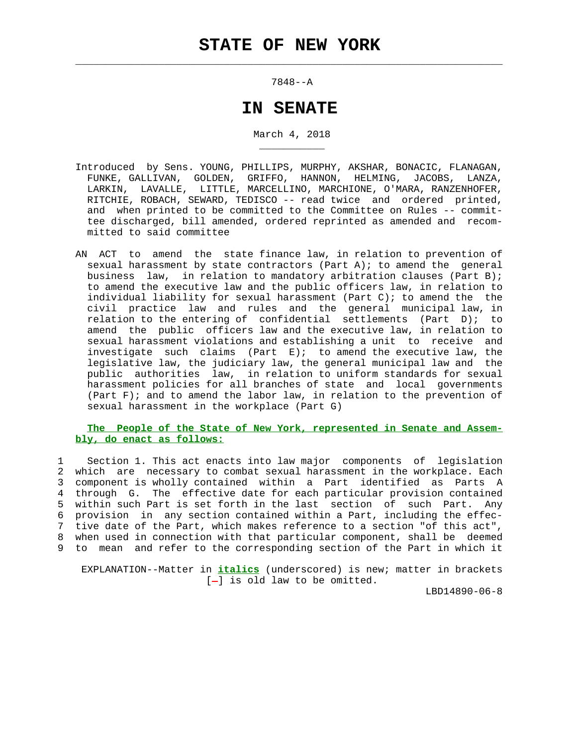# STATE OF NEW YORK

7848--A

## IN SENATE

March 4, 2018

Introduced by Sens. YOUNG, PHILLIPS, MURPHY, AKSHAR, BONACIC, FLANAGAN, FUNKE, GALLIVAN, GOLDEN, GRIFFO, HANNON, HELMING, JACOBS, LANZA, LARKIN, LAVALLE, LITTLE, MARCELLINO, MARCHIONE, O'MARA, RANZENHOFER, RITCHIE, ROBACH, SEWARD, TEDISCO -- read twice and ordered printed, and when printed to be committed to the Committee on Rules -- committee discharged, bill amended, ordered reprinted as amended and recommitted to said committee

AN ACT to amend the state finance law, in relation to prevention of sexual harassment by state contractors (Part A); to amend the general business law, in relation to mandatory arbitration clauses (Part B); to amend the executive law and the public officers law, in relation to individual liability for sexual harassment (Part C); to amend the the civil practice law and rules and the general municipal law, in relation to the entering of confidential settlements (Part D); to amend the public officers law and the executive law, in relation to sexual harassment violations and establishing a unit to receive and investigate such claims (Part E); to amend the executive law, the legislative law, the judiciary law, the general municipal law and the public authorities law, in relation to uniform standards for sexual harassment policies for all branches of state and local governments (Part F); and to amend the labor law, in relation to the prevention of sexual harassment in the workplace (Part G)

**The People of the State of New York, represented in Senate and Assembly, do enact as follows:**

1 Section 1. This act enacts into law major components of legislation
2 which are necessary to combat sexual harassment in the workplace. Each
3 component is wholly contained within a Part identified as Parts A
4 through G. The effective date for each particular provision contained
5 within such Part is set forth in the last section of such Part. Any
6 provision in any section contained within a Part, including the effec-
7 tive date of the Part, which makes reference to a section "of this act",
8 when used in connection with that particular component, shall be deemed
9 to mean and refer to the corresponding section of the Part in which it

EXPLANATION--Matter in ***italics*** (underscored) is new; matter in brackets [-] is old law to be omitted.

LBD14890-06-8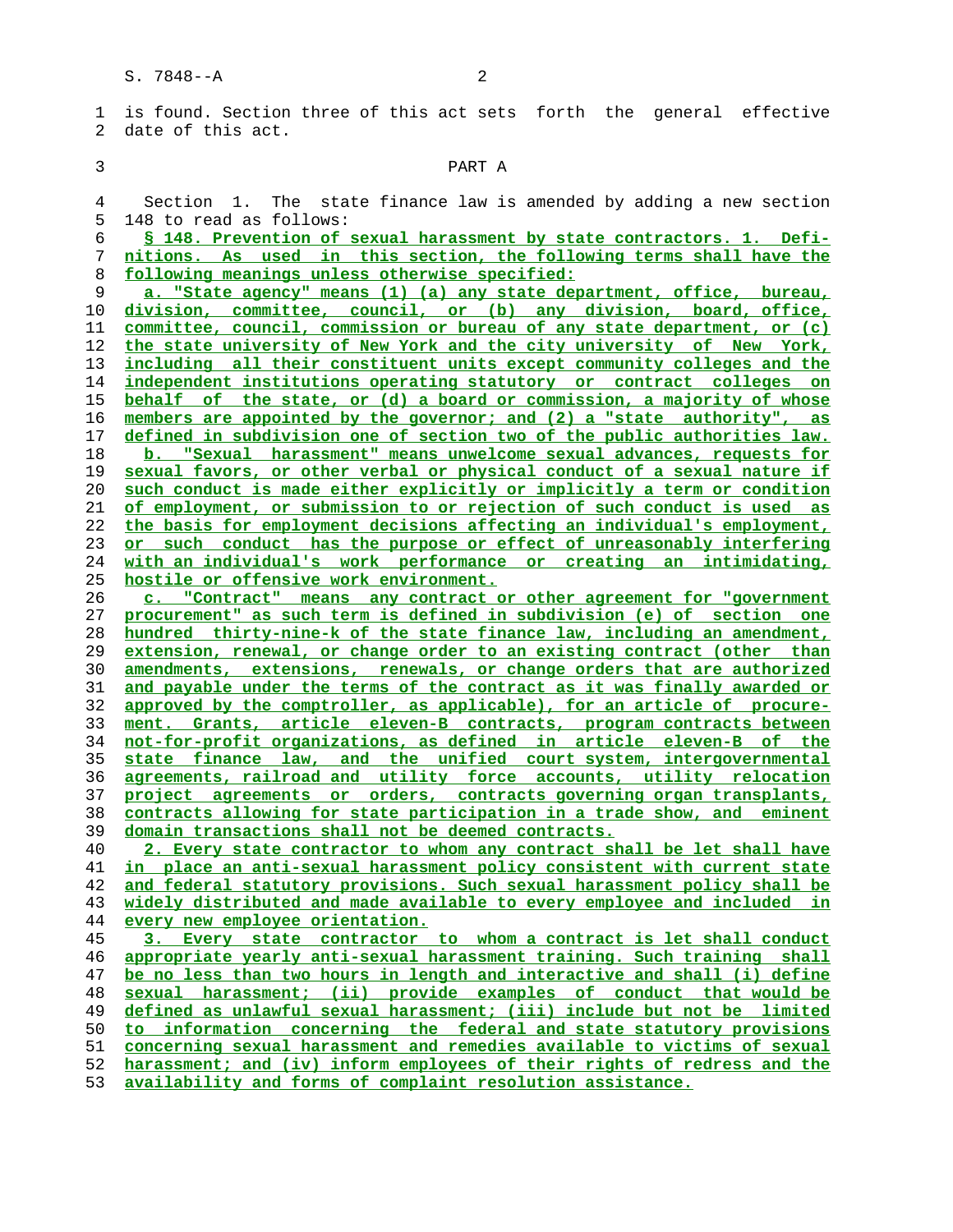is found. Section three of this act sets forth the general effective date of this act.

PART A

Section 1. The state finance law is amended by adding a new section 148 to read as follows:

§ 148. Prevention of sexual harassment by state contractors. 1. Definitions. As used in this section, the following terms shall have the following meanings unless otherwise specified:

a. "State agency" means (1) (a) any state department, office, bureau, division, committee, council, or (b) any division, board, office, committee, council, commission or bureau of any state department, or (c) the state university of New York and the city university of New York, including all their constituent units except community colleges and the independent institutions operating statutory or contract colleges on behalf of the state, or (d) a board or commission, a majority of whose members are appointed by the governor; and (2) a "state authority", as defined in subdivision one of section two of the public authorities law.

b. "Sexual harassment" means unwelcome sexual advances, requests for sexual favors, or other verbal or physical conduct of a sexual nature if such conduct is made either explicitly or implicitly a term or condition of employment, or submission to or rejection of such conduct is used as the basis for employment decisions affecting an individual's employment, or such conduct has the purpose or effect of unreasonably interfering with an individual's work performance or creating an intimidating, hostile or offensive work environment.

c. "Contract" means any contract or other agreement for "government procurement" as such term is defined in subdivision (e) of section one hundred thirty-nine-k of the state finance law, including an amendment, extension, renewal, or change order to an existing contract (other than amendments, extensions, renewals, or change orders that are authorized and payable under the terms of the contract as it was finally awarded or approved by the comptroller, as applicable), for an article of procurement. Grants, article eleven-B contracts, program contracts between not-for-profit organizations, as defined in article eleven-B of the state finance law, and the unified court system, intergovernmental agreements, railroad and utility force accounts, utility relocation project agreements or orders, contracts governing organ transplants, contracts allowing for state participation in a trade show, and eminent domain transactions shall not be deemed contracts.

2. Every state contractor to whom any contract shall be let shall have in place an anti-sexual harassment policy consistent with current state and federal statutory provisions. Such sexual harassment policy shall be widely distributed and made available to every employee and included in every new employee orientation.

3. Every state contractor to whom a contract is let shall conduct appropriate yearly anti-sexual harassment training. Such training shall be no less than two hours in length and interactive and shall (i) define sexual harassment; (ii) provide examples of conduct that would be defined as unlawful sexual harassment; (iii) include but not be limited to information concerning the federal and state statutory provisions concerning sexual harassment and remedies available to victims of sexual harassment; and (iv) inform employees of their rights of redress and the availability and forms of complaint resolution assistance.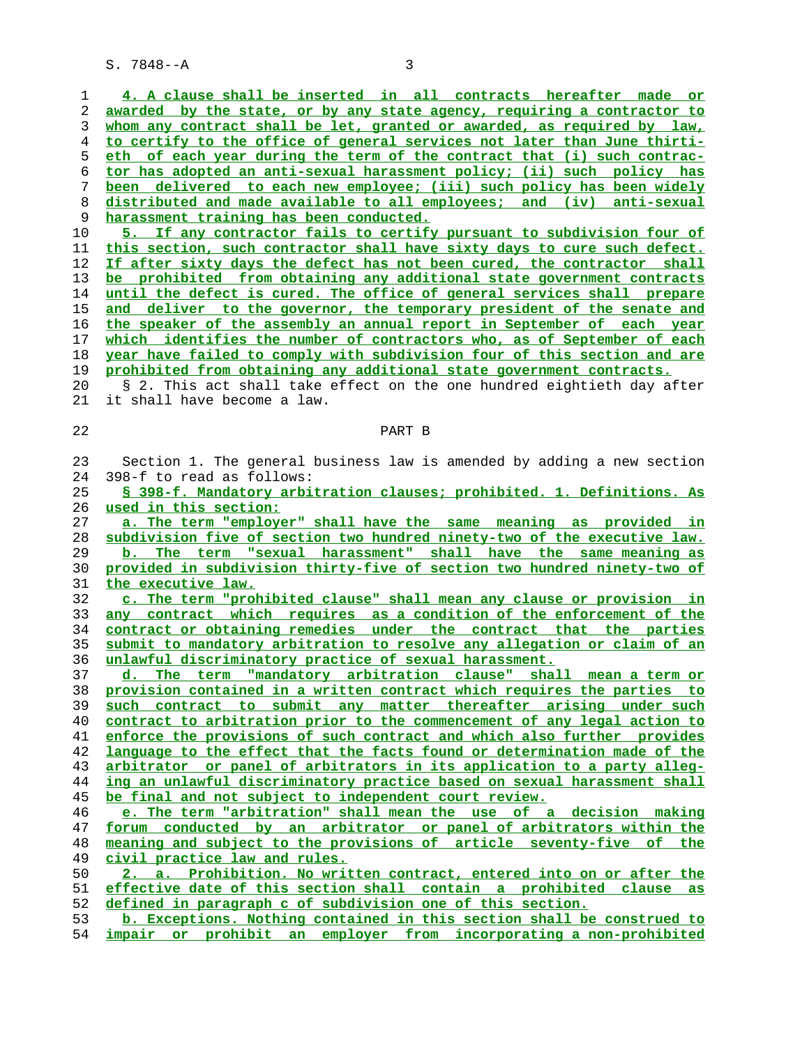4. A clause shall be inserted in all contracts hereafter made or awarded by the state, or by any state agency, requiring a contractor to whom any contract shall be let, granted or awarded, as required by law, to certify to the office of general services not later than June thirtieth of each year during the term of the contract that (i) such contractor has adopted an anti-sexual harassment policy; (ii) such policy has been delivered to each new employee; (iii) such policy has been widely distributed and made available to all employees; and (iv) anti-sexual harassment training has been conducted.

5. If any contractor fails to certify pursuant to subdivision four of this section, such contractor shall have sixty days to cure such defect. If after sixty days the defect has not been cured, the contractor shall be prohibited from obtaining any additional state government contracts until the defect is cured. The office of general services shall prepare and deliver to the governor, the temporary president of the senate and the speaker of the assembly an annual report in September of each year which identifies the number of contractors who, as of September of each year have failed to comply with subdivision four of this section and are prohibited from obtaining any additional state government contracts.

§ 2. This act shall take effect on the one hundred eightieth day after it shall have become a law.

PART B

Section 1. The general business law is amended by adding a new section 398-f to read as follows:

§ 398-f. Mandatory arbitration clauses; prohibited. 1. Definitions. As used in this section:

a. The term "employer" shall have the same meaning as provided in subdivision five of section two hundred ninety-two of the executive law.

b. The term "sexual harassment" shall have the same meaning as provided in subdivision thirty-five of section two hundred ninety-two of the executive law.

c. The term "prohibited clause" shall mean any clause or provision in any contract which requires as a condition of the enforcement of the contract or obtaining remedies under the contract that the parties submit to mandatory arbitration to resolve any allegation or claim of an unlawful discriminatory practice of sexual harassment.

d. The term "mandatory arbitration clause" shall mean a term or provision contained in a written contract which requires the parties to such contract to submit any matter thereafter arising under such contract to arbitration prior to the commencement of any legal action to enforce the provisions of such contract and which also further provides language to the effect that the facts found or determination made of the arbitrator or panel of arbitrators in its application to a party alleging an unlawful discriminatory practice based on sexual harassment shall be final and not subject to independent court review.

e. The term "arbitration" shall mean the use of a decision making forum conducted by an arbitrator or panel of arbitrators within the meaning and subject to the provisions of article seventy-five of the civil practice law and rules.

2. a. Prohibition. No written contract, entered into on or after the effective date of this section shall contain a prohibited clause as defined in paragraph c of subdivision one of this section.

b. Exceptions. Nothing contained in this section shall be construed to impair or prohibit an employer from incorporating a non-prohibited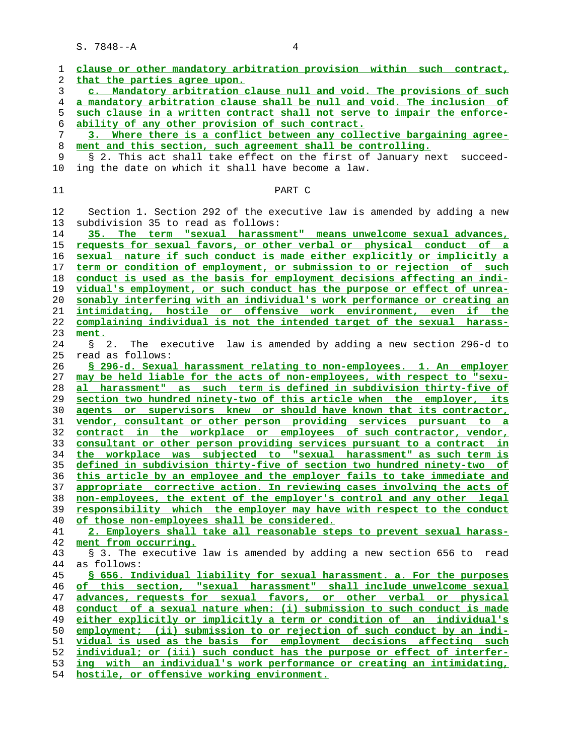clause or other mandatory arbitration provision within such contract, that the parties agree upon.

c. Mandatory arbitration clause null and void. The provisions of such a mandatory arbitration clause shall be null and void. The inclusion of such clause in a written contract shall not serve to impair the enforceability of any other provision of such contract.

3. Where there is a conflict between any collective bargaining agreement and this section, such agreement shall be controlling.

§ 2. This act shall take effect on the first of January next succeeding the date on which it shall have become a law.

PART C

Section 1. Section 292 of the executive law is amended by adding a new subdivision 35 to read as follows:

35. The term "sexual harassment" means unwelcome sexual advances, requests for sexual favors, or other verbal or physical conduct of a sexual nature if such conduct is made either explicitly or implicitly a term or condition of employment, or submission to or rejection of such conduct is used as the basis for employment decisions affecting an individual's employment, or such conduct has the purpose or effect of unreasonably interfering with an individual's work performance or creating an intimidating, hostile or offensive work environment, even if the complaining individual is not the intended target of the sexual harassment.

§ 2. The executive law is amended by adding a new section 296-d to read as follows:

§ 296-d. Sexual harassment relating to non-employees. 1. An employer may be held liable for the acts of non-employees, with respect to "sexual harassment" as such term is defined in subdivision thirty-five of section two hundred ninety-two of this article when the employer, its agents or supervisors knew or should have known that its contractor, vendor, consultant or other person providing services pursuant to a contract in the workplace or employees of such contractor, vendor, consultant or other person providing services pursuant to a contract in the workplace was subjected to "sexual harassment" as such term is defined in subdivision thirty-five of section two hundred ninety-two of this article by an employee and the employer fails to take immediate and appropriate corrective action. In reviewing cases involving the acts of non-employees, the extent of the employer's control and any other legal responsibility which the employer may have with respect to the conduct of those non-employees shall be considered.

2. Employers shall take all reasonable steps to prevent sexual harassment from occurring.

§ 3. The executive law is amended by adding a new section 656 to read as follows:

§ 656. Individual liability for sexual harassment. a. For the purposes of this section, "sexual harassment" shall include unwelcome sexual advances, requests for sexual favors, or other verbal or physical conduct of a sexual nature when: (i) submission to such conduct is made either explicitly or implicitly a term or condition of an individual's employment; (ii) submission to or rejection of such conduct by an individual is used as the basis for employment decisions affecting such individual; or (iii) such conduct has the purpose or effect of interfering with an individual's work performance or creating an intimidating, hostile, or offensive working environment.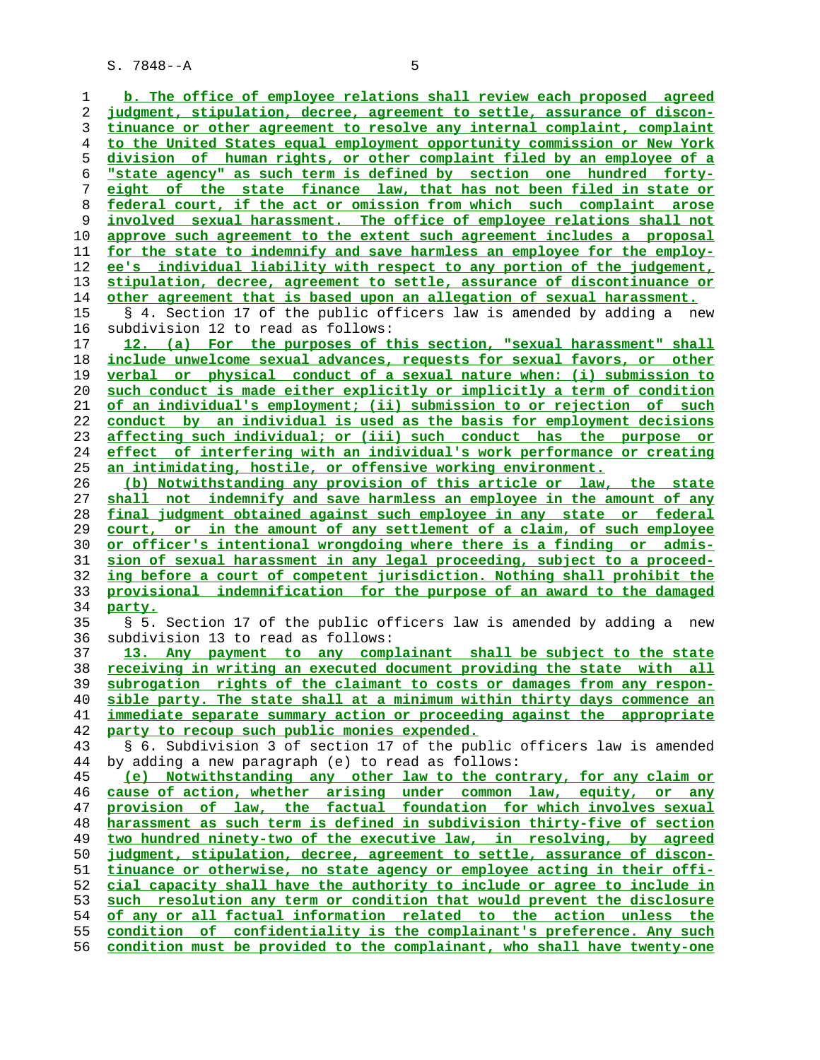b. The office of employee relations shall review each proposed agreed judgment, stipulation, decree, agreement to settle, assurance of discontinuance or other agreement to resolve any internal complaint, complaint to the United States equal employment opportunity commission or New York division of human rights, or other complaint filed by an employee of a "state agency" as such term is defined by section one hundred forty-eight of the state finance law, that has not been filed in state or federal court, if the act or omission from which such complaint arose involved sexual harassment. The office of employee relations shall not approve such agreement to the extent such agreement includes a proposal for the state to indemnify and save harmless an employee for the employee's individual liability with respect to any portion of the judgement, stipulation, decree, agreement to settle, assurance of discontinuance or other agreement that is based upon an allegation of sexual harassment.

§ 4. Section 17 of the public officers law is amended by adding a new subdivision 12 to read as follows:

12. (a) For the purposes of this section, "sexual harassment" shall include unwelcome sexual advances, requests for sexual favors, or other verbal or physical conduct of a sexual nature when: (i) submission to such conduct is made either explicitly or implicitly a term of condition of an individual's employment; (ii) submission to or rejection of such conduct by an individual is used as the basis for employment decisions affecting such individual; or (iii) such conduct has the purpose or effect of interfering with an individual's work performance or creating an intimidating, hostile, or offensive working environment.

(b) Notwithstanding any provision of this article or law, the state shall not indemnify and save harmless an employee in the amount of any final judgment obtained against such employee in any state or federal court, or in the amount of any settlement of a claim, of such employee or officer's intentional wrongdoing where there is a finding or admission of sexual harassment in any legal proceeding, subject to a proceeding before a court of competent jurisdiction. Nothing shall prohibit the provisional indemnification for the purpose of an award to the damaged party.

§ 5. Section 17 of the public officers law is amended by adding a new subdivision 13 to read as follows:

13. Any payment to any complainant shall be subject to the state receiving in writing an executed document providing the state with all subrogation rights of the claimant to costs or damages from any responsible party. The state shall at a minimum within thirty days commence an immediate separate summary action or proceeding against the appropriate party to recoup such public monies expended.

§ 6. Subdivision 3 of section 17 of the public officers law is amended by adding a new paragraph (e) to read as follows:

(e) Notwithstanding any other law to the contrary, for any claim or cause of action, whether arising under common law, equity, or any provision of law, the factual foundation for which involves sexual harassment as such term is defined in subdivision thirty-five of section two hundred ninety-two of the executive law, in resolving, by agreed judgment, stipulation, decree, agreement to settle, assurance of discontinuance or otherwise, no state agency or employee acting in their official capacity shall have the authority to include or agree to include in such resolution any term or condition that would prevent the disclosure of any or all factual information related to the action unless the condition of confidentiality is the complainant's preference. Any such condition must be provided to the complainant, who shall have twenty-one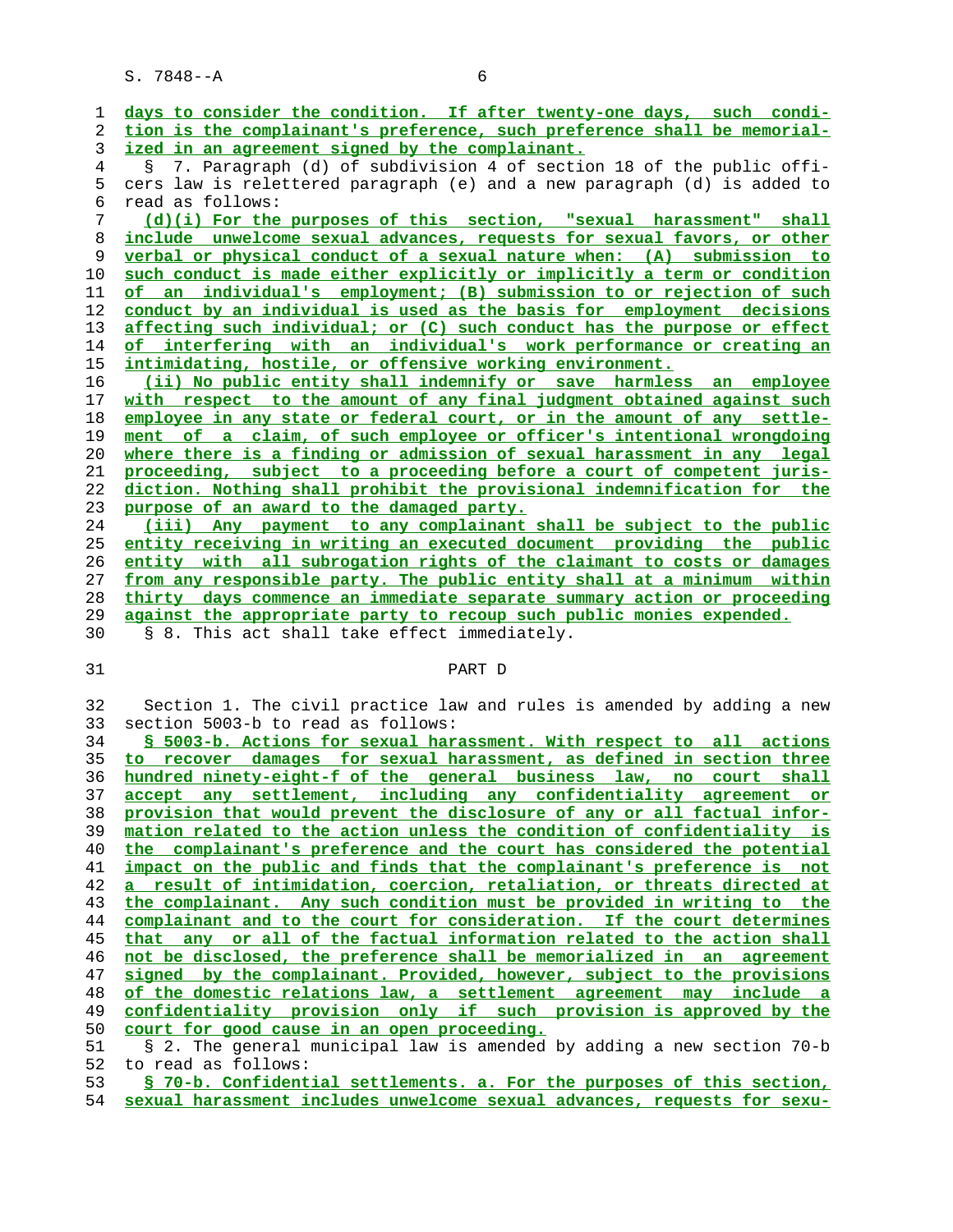days to consider the condition. If after twenty-one days, such condition is the complainant's preference, such preference shall be memorialized in an agreement signed by the complainant.

§ 7. Paragraph (d) of subdivision 4 of section 18 of the public officers law is relettered paragraph (e) and a new paragraph (d) is added to read as follows:

(d)(i) For the purposes of this section, "sexual harassment" shall include unwelcome sexual advances, requests for sexual favors, or other verbal or physical conduct of a sexual nature when: (A) submission to such conduct is made either explicitly or implicitly a term or condition of an individual's employment; (B) submission to or rejection of such conduct by an individual is used as the basis for employment decisions affecting such individual; or (C) such conduct has the purpose or effect of interfering with an individual's work performance or creating an intimidating, hostile, or offensive working environment.

(ii) No public entity shall indemnify or save harmless an employee with respect to the amount of any final judgment obtained against such employee in any state or federal court, or in the amount of any settlement of a claim, of such employee or officer's intentional wrongdoing where there is a finding or admission of sexual harassment in any legal proceeding, subject to a proceeding before a court of competent jurisdiction. Nothing shall prohibit the provisional indemnification for the purpose of an award to the damaged party.

(iii) Any payment to any complainant shall be subject to the public entity receiving in writing an executed document providing the public entity with all subrogation rights of the claimant to costs or damages from any responsible party. The public entity shall at a minimum within thirty days commence an immediate separate summary action or proceeding against the appropriate party to recoup such public monies expended.

§ 8. This act shall take effect immediately.

## PART D

Section 1. The civil practice law and rules is amended by adding a new section 5003-b to read as follows:

§ 5003-b. Actions for sexual harassment. With respect to all actions to recover damages for sexual harassment, as defined in section three hundred ninety-eight-f of the general business law, no court shall accept any settlement, including any confidentiality agreement or provision that would prevent the disclosure of any or all factual information related to the action unless the condition of confidentiality is the complainant's preference and the court has considered the potential impact on the public and finds that the complainant's preference is not a result of intimidation, coercion, retaliation, or threats directed at the complainant. Any such condition must be provided in writing to the complainant and to the court for consideration. If the court determines that any or all of the factual information related to the action shall not be disclosed, the preference shall be memorialized in an agreement signed by the complainant. Provided, however, subject to the provisions of the domestic relations law, a settlement agreement may include a confidentiality provision only if such provision is approved by the court for good cause in an open proceeding.

§ 2. The general municipal law is amended by adding a new section 70-b to read as follows:

§ 70-b. Confidential settlements. a. For the purposes of this section, sexual harassment includes unwelcome sexual advances, requests for sexu-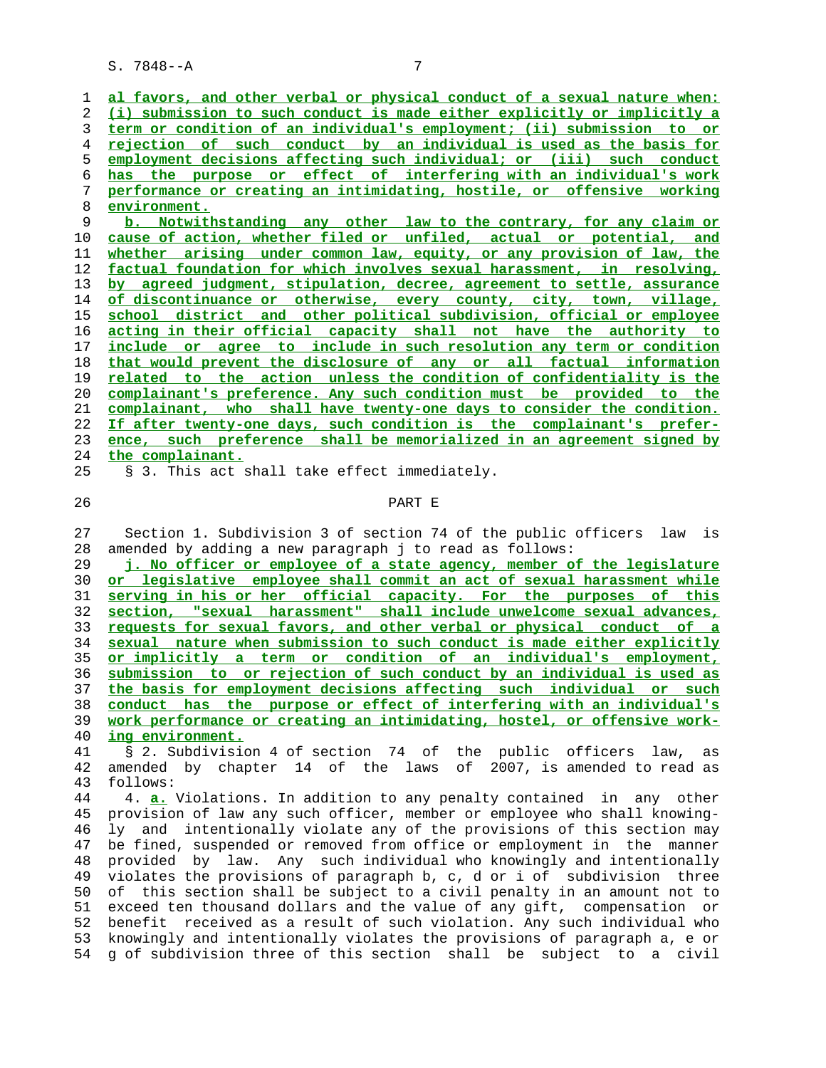al favors, and other verbal or physical conduct of a sexual nature when: (i) submission to such conduct is made either explicitly or implicitly a term or condition of an individual's employment; (ii) submission to or rejection of such conduct by an individual is used as the basis for employment decisions affecting such individual; or (iii) such conduct has the purpose or effect of interfering with an individual's work performance or creating an intimidating, hostile, or offensive working environment.

b. Notwithstanding any other law to the contrary, for any claim or cause of action, whether filed or unfiled, actual or potential, and whether arising under common law, equity, or any provision of law, the factual foundation for which involves sexual harassment, in resolving, by agreed judgment, stipulation, decree, agreement to settle, assurance of discontinuance or otherwise, every county, city, town, village, school district and other political subdivision, official or employee acting in their official capacity shall not have the authority to include or agree to include in such resolution any term or condition that would prevent the disclosure of any or all factual information related to the action unless the condition of confidentiality is the complainant's preference. Any such condition must be provided to the complainant, who shall have twenty-one days to consider the condition. If after twenty-one days, such condition is the complainant's preference, such preference shall be memorialized in an agreement signed by the complainant.

§ 3. This act shall take effect immediately.

## PART E

Section 1. Subdivision 3 of section 74 of the public officers law is amended by adding a new paragraph j to read as follows:

j. No officer or employee of a state agency, member of the legislature or legislative employee shall commit an act of sexual harassment while serving in his or her official capacity. For the purposes of this section, "sexual harassment" shall include unwelcome sexual advances, requests for sexual favors, and other verbal or physical conduct of a sexual nature when submission to such conduct is made either explicitly or implicitly a term or condition of an individual's employment, submission to or rejection of such conduct by an individual is used as the basis for employment decisions affecting such individual or such conduct has the purpose or effect of interfering with an individual's work performance or creating an intimidating, hostel, or offensive working environment.

§ 2. Subdivision 4 of section 74 of the public officers law, as amended by chapter 14 of the laws of 2007, is amended to read as follows:

4. a. Violations. In addition to any penalty contained in any other provision of law any such officer, member or employee who shall knowingly and intentionally violate any of the provisions of this section may be fined, suspended or removed from office or employment in the manner provided by law. Any such individual who knowingly and intentionally violates the provisions of paragraph b, c, d or i of subdivision three of this section shall be subject to a civil penalty in an amount not to exceed ten thousand dollars and the value of any gift, compensation or benefit received as a result of such violation. Any such individual who knowingly and intentionally violates the provisions of paragraph a, e or g of subdivision three of this section shall be subject to a civil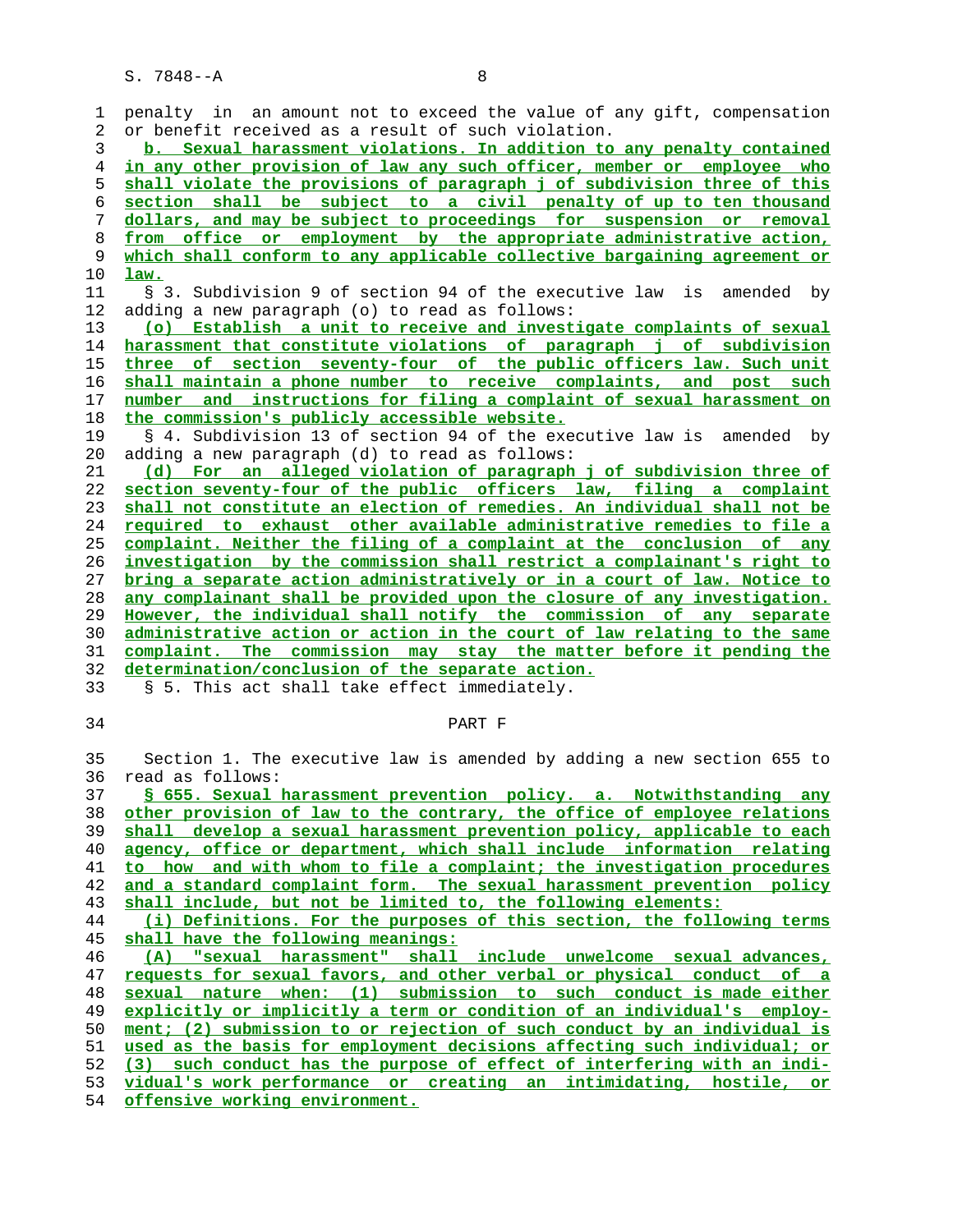penalty in an amount not to exceed the value of any gift, compensation or benefit received as a result of such violation.

b. Sexual harassment violations. In addition to any penalty contained in any other provision of law any such officer, member or employee who shall violate the provisions of paragraph j of subdivision three of this section shall be subject to a civil penalty of up to ten thousand dollars, and may be subject to proceedings for suspension or removal from office or employment by the appropriate administrative action, which shall conform to any applicable collective bargaining agreement or law.

§ 3. Subdivision 9 of section 94 of the executive law is amended by adding a new paragraph (o) to read as follows:

(o) Establish a unit to receive and investigate complaints of sexual harassment that constitute violations of paragraph j of subdivision three of section seventy-four of the public officers law. Such unit shall maintain a phone number to receive complaints, and post such number and instructions for filing a complaint of sexual harassment on the commission's publicly accessible website.

§ 4. Subdivision 13 of section 94 of the executive law is amended by adding a new paragraph (d) to read as follows:

(d) For an alleged violation of paragraph j of subdivision three of section seventy-four of the public officers law, filing a complaint shall not constitute an election of remedies. An individual shall not be required to exhaust other available administrative remedies to file a complaint. Neither the filing of a complaint at the conclusion of any investigation by the commission shall restrict a complainant's right to bring a separate action administratively or in a court of law. Notice to any complainant shall be provided upon the closure of any investigation. However, the individual shall notify the commission of any separate administrative action or action in the court of law relating to the same complaint. The commission may stay the matter before it pending the determination/conclusion of the separate action.

§ 5. This act shall take effect immediately.

## PART F

Section 1. The executive law is amended by adding a new section 655 to read as follows:

§ 655. Sexual harassment prevention policy. a. Notwithstanding any other provision of law to the contrary, the office of employee relations shall develop a sexual harassment prevention policy, applicable to each agency, office or department, which shall include information relating to how and with whom to file a complaint; the investigation procedures and a standard complaint form. The sexual harassment prevention policy shall include, but not be limited to, the following elements:

(i) Definitions. For the purposes of this section, the following terms shall have the following meanings:

(A) "sexual harassment" shall include unwelcome sexual advances, requests for sexual favors, and other verbal or physical conduct of a sexual nature when: (1) submission to such conduct is made either explicitly or implicitly a term or condition of an individual's employment; (2) submission to or rejection of such conduct by an individual is used as the basis for employment decisions affecting such individual; or (3) such conduct has the purpose of effect of interfering with an individual's work performance or creating an intimidating, hostile, or offensive working environment.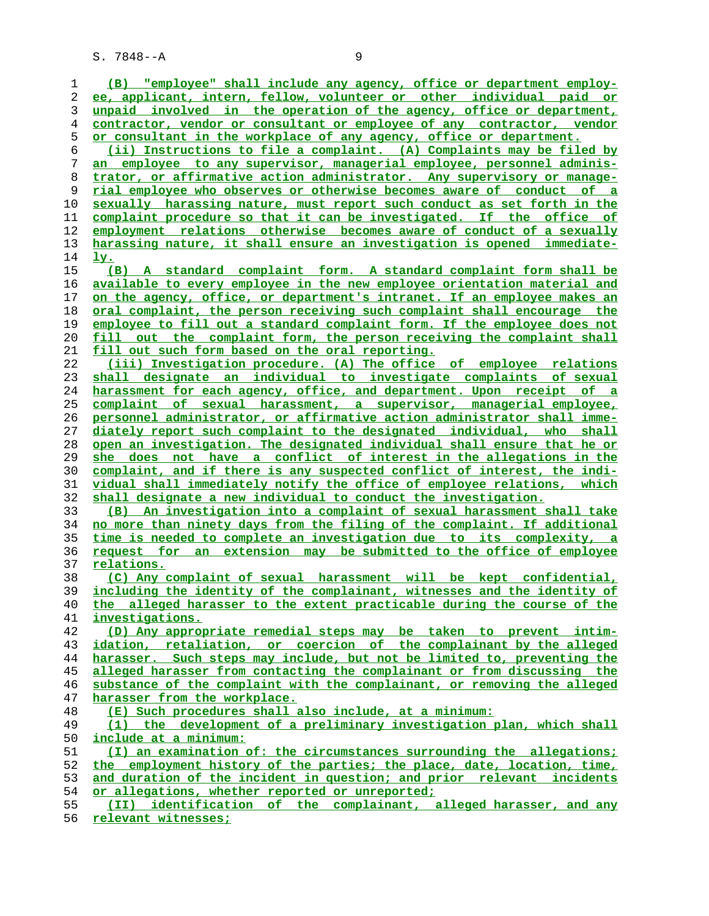(B) "employee" shall include any agency, office or department employee, applicant, intern, fellow, volunteer or other individual paid or unpaid involved in the operation of the agency, office or department, contractor, vendor or consultant or employee of any contractor, vendor or consultant in the workplace of any agency, office or department.

(ii) Instructions to file a complaint. (A) Complaints may be filed by an employee to any supervisor, managerial employee, personnel administrator, or affirmative action administrator. Any supervisory or managerial employee who observes or otherwise becomes aware of conduct of a sexually harassing nature, must report such conduct as set forth in the complaint procedure so that it can be investigated. If the office of employment relations otherwise becomes aware of conduct of a sexually harassing nature, it shall ensure an investigation is opened immediately.

(B) A standard complaint form. A standard complaint form shall be available to every employee in the new employee orientation material and on the agency, office, or department's intranet. If an employee makes an oral complaint, the person receiving such complaint shall encourage the employee to fill out a standard complaint form. If the employee does not fill out the complaint form, the person receiving the complaint shall fill out such form based on the oral reporting.

(iii) Investigation procedure. (A) The office of employee relations shall designate an individual to investigate complaints of sexual harassment for each agency, office, and department. Upon receipt of a complaint of sexual harassment, a supervisor, managerial employee, personnel administrator, or affirmative action administrator shall immediately report such complaint to the designated individual, who shall open an investigation. The designated individual shall ensure that he or she does not have a conflict of interest in the allegations in the complaint, and if there is any suspected conflict of interest, the individual shall immediately notify the office of employee relations, which shall designate a new individual to conduct the investigation.

(B) An investigation into a complaint of sexual harassment shall take no more than ninety days from the filing of the complaint. If additional time is needed to complete an investigation due to its complexity, a request for an extension may be submitted to the office of employee relations.

(C) Any complaint of sexual harassment will be kept confidential, including the identity of the complainant, witnesses and the identity of the alleged harasser to the extent practicable during the course of the investigations.

(D) Any appropriate remedial steps may be taken to prevent intimidation, retaliation, or coercion of the complainant by the alleged harasser. Such steps may include, but not be limited to, preventing the alleged harasser from contacting the complainant or from discussing the substance of the complaint with the complainant, or removing the alleged harasser from the workplace.

(E) Such procedures shall also include, at a minimum:

(1) the development of a preliminary investigation plan, which shall include at a minimum:

(I) an examination of: the circumstances surrounding the allegations; the employment history of the parties; the place, date, location, time, and duration of the incident in question; and prior relevant incidents or allegations, whether reported or unreported;

(II) identification of the complainant, alleged harasser, and any relevant witnesses;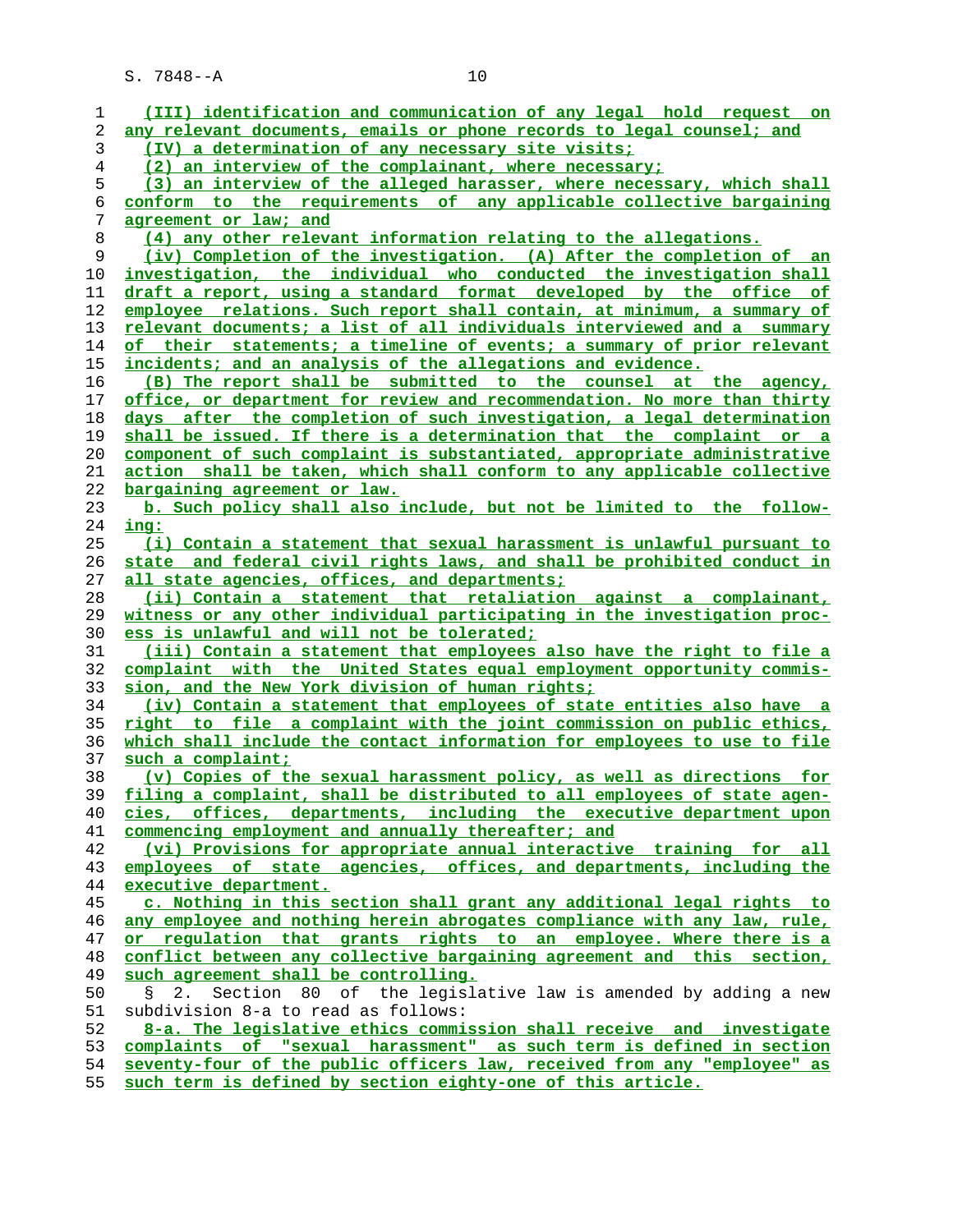(III) identification and communication of any legal hold request on any relevant documents, emails or phone records to legal counsel; and

(IV) a determination of any necessary site visits;

(2) an interview of the complainant, where necessary;

(3) an interview of the alleged harasser, where necessary, which shall conform to the requirements of any applicable collective bargaining agreement or law; and

(4) any other relevant information relating to the allegations.

(iv) Completion of the investigation. (A) After the completion of an investigation, the individual who conducted the investigation shall draft a report, using a standard format developed by the office of employee relations. Such report shall contain, at minimum, a summary of relevant documents; a list of all individuals interviewed and a summary of their statements; a timeline of events; a summary of prior relevant incidents; and an analysis of the allegations and evidence.

(B) The report shall be submitted to the counsel at the agency, office, or department for review and recommendation. No more than thirty days after the completion of such investigation, a legal determination shall be issued. If there is a determination that the complaint or a component of such complaint is substantiated, appropriate administrative action shall be taken, which shall conform to any applicable collective bargaining agreement or law.

b. Such policy shall also include, but not be limited to the following:

(i) Contain a statement that sexual harassment is unlawful pursuant to state and federal civil rights laws, and shall be prohibited conduct in all state agencies, offices, and departments;

(ii) Contain a statement that retaliation against a complainant, witness or any other individual participating in the investigation process is unlawful and will not be tolerated;

(iii) Contain a statement that employees also have the right to file a complaint with the United States equal employment opportunity commission, and the New York division of human rights;

(iv) Contain a statement that employees of state entities also have a right to file a complaint with the joint commission on public ethics, which shall include the contact information for employees to use to file such a complaint;

(v) Copies of the sexual harassment policy, as well as directions for filing a complaint, shall be distributed to all employees of state agencies, offices, departments, including the executive department upon commencing employment and annually thereafter; and

(vi) Provisions for appropriate annual interactive training for all employees of state agencies, offices, and departments, including the executive department.

c. Nothing in this section shall grant any additional legal rights to any employee and nothing herein abrogates compliance with any law, rule, or regulation that grants rights to an employee. Where there is a conflict between any collective bargaining agreement and this section, such agreement shall be controlling.

§ 2. Section 80 of the legislative law is amended by adding a new subdivision 8-a to read as follows:

8-a. The legislative ethics commission shall receive and investigate complaints of "sexual harassment" as such term is defined in section seventy-four of the public officers law, received from any "employee" as such term is defined by section eighty-one of this article.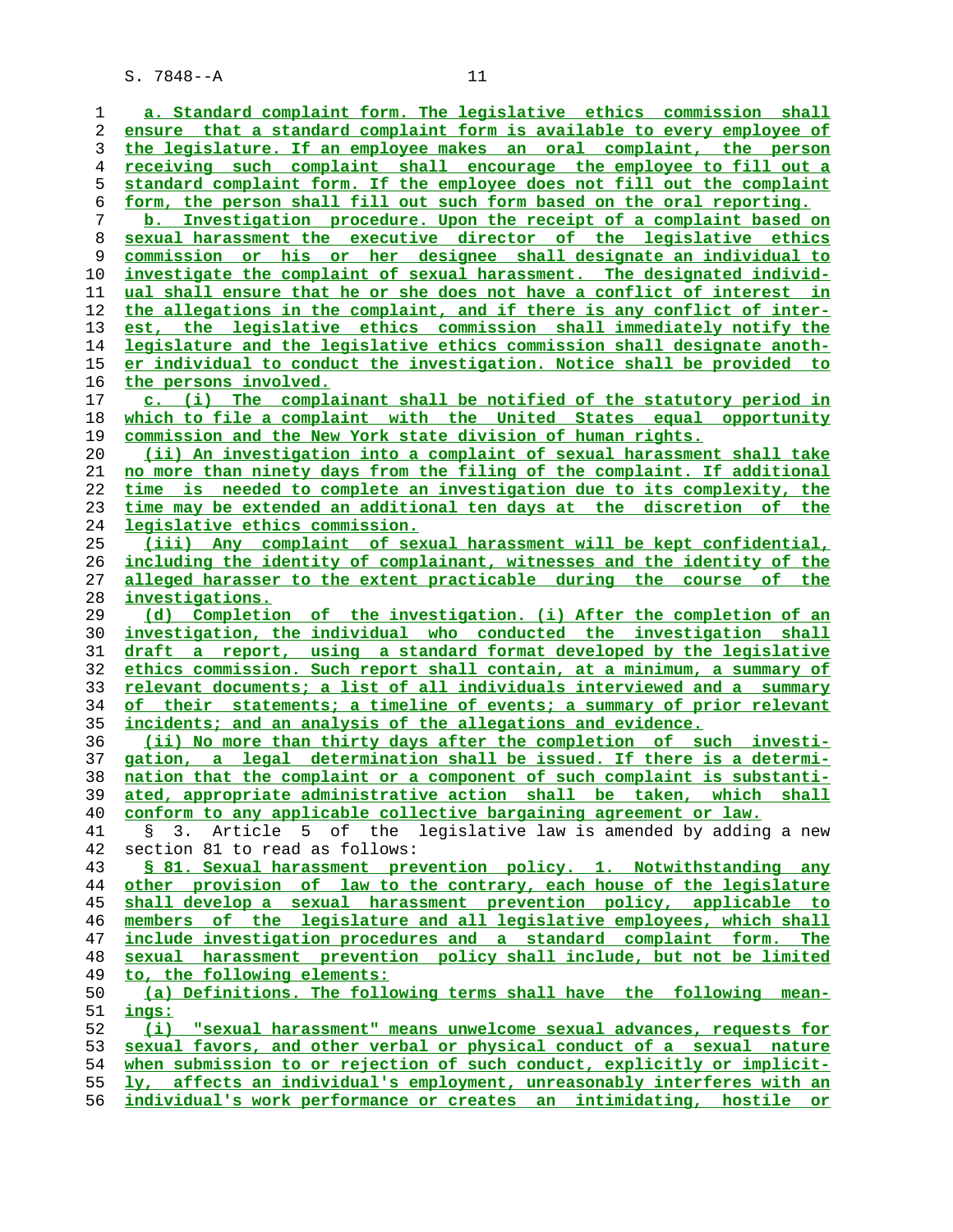a. Standard complaint form. The legislative ethics commission shall ensure that a standard complaint form is available to every employee of the legislature. If an employee makes an oral complaint, the person receiving such complaint shall encourage the employee to fill out a standard complaint form. If the employee does not fill out the complaint form, the person shall fill out such form based on the oral reporting.

b. Investigation procedure. Upon the receipt of a complaint based on sexual harassment the executive director of the legislative ethics commission or his or her designee shall designate an individual to investigate the complaint of sexual harassment. The designated individual shall ensure that he or she does not have a conflict of interest in the allegations in the complaint, and if there is any conflict of interest, the legislative ethics commission shall immediately notify the legislature and the legislative ethics commission shall designate another individual to conduct the investigation. Notice shall be provided to the persons involved.

c. (i) The complainant shall be notified of the statutory period in which to file a complaint with the United States equal opportunity commission and the New York state division of human rights.

(ii) An investigation into a complaint of sexual harassment shall take no more than ninety days from the filing of the complaint. If additional time is needed to complete an investigation due to its complexity, the time may be extended an additional ten days at the discretion of the legislative ethics commission.

(iii) Any complaint of sexual harassment will be kept confidential, including the identity of complainant, witnesses and the identity of the alleged harasser to the extent practicable during the course of the investigations.

(d) Completion of the investigation. (i) After the completion of an investigation, the individual who conducted the investigation shall draft a report, using a standard format developed by the legislative ethics commission. Such report shall contain, at a minimum, a summary of relevant documents; a list of all individuals interviewed and a summary of their statements; a timeline of events; a summary of prior relevant incidents; and an analysis of the allegations and evidence.

(ii) No more than thirty days after the completion of such investigation, a legal determination shall be issued. If there is a determination that the complaint or a component of such complaint is substantiated, appropriate administrative action shall be taken, which shall conform to any applicable collective bargaining agreement or law.

§ 3. Article 5 of the legislative law is amended by adding a new section 81 to read as follows:

§ 81. Sexual harassment prevention policy. 1. Notwithstanding any other provision of law to the contrary, each house of the legislature shall develop a sexual harassment prevention policy, applicable to members of the legislature and all legislative employees, which shall include investigation procedures and a standard complaint form. The sexual harassment prevention policy shall include, but not be limited to, the following elements:

(a) Definitions. The following terms shall have the following meanings:

(i) "sexual harassment" means unwelcome sexual advances, requests for sexual favors, and other verbal or physical conduct of a sexual nature when submission to or rejection of such conduct, explicitly or implicitly, affects an individual's employment, unreasonably interferes with an individual's work performance or creates an intimidating, hostile or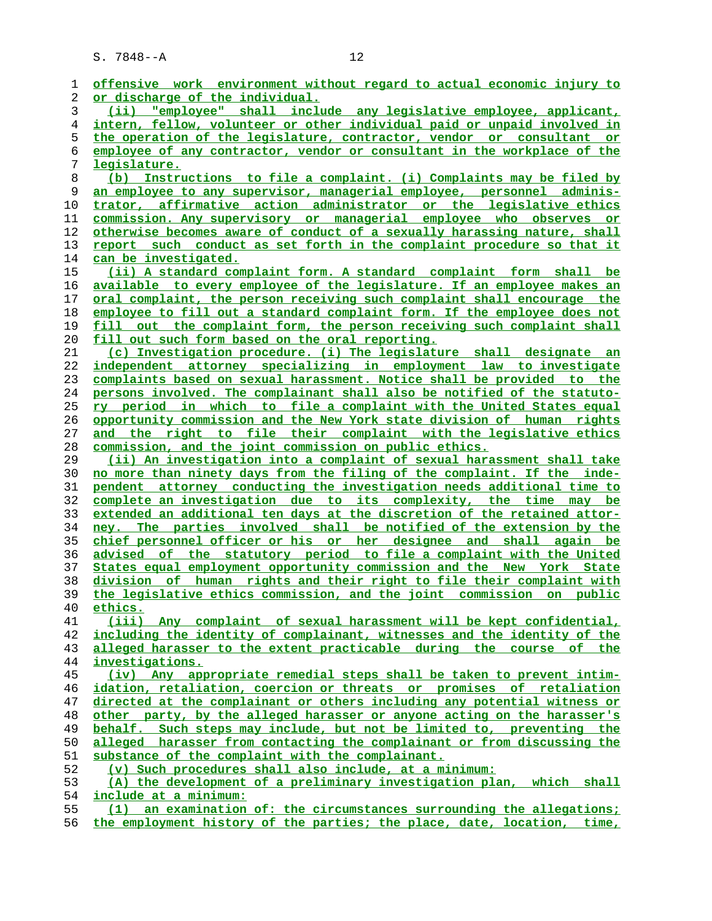offensive work environment without regard to actual economic injury to or discharge of the individual.

(ii) "employee" shall include any legislative employee, applicant, intern, fellow, volunteer or other individual paid or unpaid involved in the operation of the legislature, contractor, vendor or consultant or employee of any contractor, vendor or consultant in the workplace of the legislature.

(b) Instructions to file a complaint. (i) Complaints may be filed by an employee to any supervisor, managerial employee, personnel administrator, affirmative action administrator or the legislative ethics commission. Any supervisory or managerial employee who observes or otherwise becomes aware of conduct of a sexually harassing nature, shall report such conduct as set forth in the complaint procedure so that it can be investigated.

(ii) A standard complaint form. A standard complaint form shall be available to every employee of the legislature. If an employee makes an oral complaint, the person receiving such complaint shall encourage the employee to fill out a standard complaint form. If the employee does not fill out the complaint form, the person receiving such complaint shall fill out such form based on the oral reporting.

(c) Investigation procedure. (i) The legislature shall designate an independent attorney specializing in employment law to investigate complaints based on sexual harassment. Notice shall be provided to the persons involved. The complainant shall also be notified of the statutory period in which to file a complaint with the United States equal opportunity commission and the New York state division of human rights and the right to file their complaint with the legislative ethics commission, and the joint commission on public ethics.

(ii) An investigation into a complaint of sexual harassment shall take no more than ninety days from the filing of the complaint. If the independent attorney conducting the investigation needs additional time to complete an investigation due to its complexity, the time may be extended an additional ten days at the discretion of the retained attorney. The parties involved shall be notified of the extension by the chief personnel officer or his or her designee and shall again be advised of the statutory period to file a complaint with the United States equal employment opportunity commission and the New York State division of human rights and their right to file their complaint with the legislative ethics commission, and the joint commission on public ethics.

(iii) Any complaint of sexual harassment will be kept confidential, including the identity of complainant, witnesses and the identity of the alleged harasser to the extent practicable during the course of the investigations.

(iv) Any appropriate remedial steps shall be taken to prevent intimidation, retaliation, coercion or threats or promises of retaliation directed at the complainant or others including any potential witness or other party, by the alleged harasser or anyone acting on the harasser's behalf. Such steps may include, but not be limited to, preventing the alleged harasser from contacting the complainant or from discussing the substance of the complaint with the complainant.

(v) Such procedures shall also include, at a minimum:

(A) the development of a preliminary investigation plan, which shall include at a minimum:

(1) an examination of: the circumstances surrounding the allegations; the employment history of the parties; the place, date, location, time,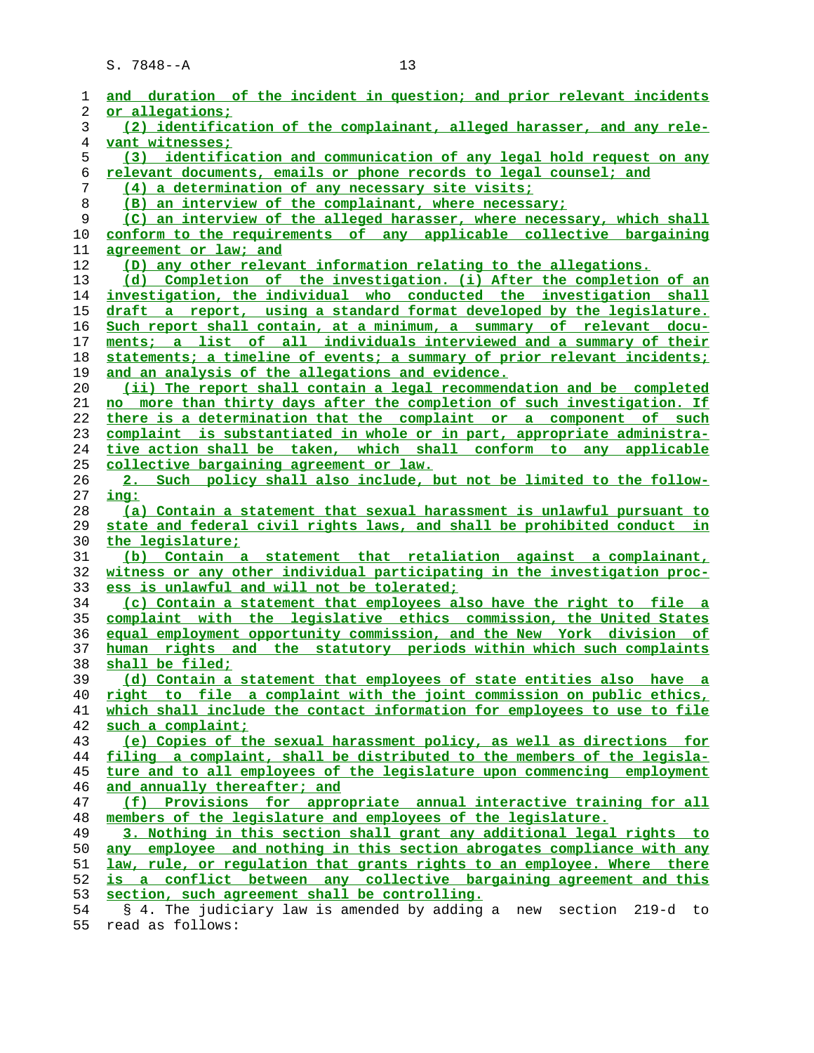and duration of the incident in question; and prior relevant incidents or allegations;

(2) identification of the complainant, alleged harasser, and any relevant witnesses;

(3) identification and communication of any legal hold request on any relevant documents, emails or phone records to legal counsel; and

(4) a determination of any necessary site visits;

(B) an interview of the complainant, where necessary;

(C) an interview of the alleged harasser, where necessary, which shall conform to the requirements of any applicable collective bargaining agreement or law; and

(D) any other relevant information relating to the allegations.

(d) Completion of the investigation. (i) After the completion of an investigation, the individual who conducted the investigation shall draft a report, using a standard format developed by the legislature. Such report shall contain, at a minimum, a summary of relevant documents; a list of all individuals interviewed and a summary of their statements; a timeline of events; a summary of prior relevant incidents; and an analysis of the allegations and evidence.

(ii) The report shall contain a legal recommendation and be completed no more than thirty days after the completion of such investigation. If there is a determination that the complaint or a component of such complaint is substantiated in whole or in part, appropriate administrative action shall be taken, which shall conform to any applicable collective bargaining agreement or law.

2. Such policy shall also include, but not be limited to the following:

(a) Contain a statement that sexual harassment is unlawful pursuant to state and federal civil rights laws, and shall be prohibited conduct in the legislature;

(b) Contain a statement that retaliation against a complainant, witness or any other individual participating in the investigation process is unlawful and will not be tolerated;

(c) Contain a statement that employees also have the right to file a complaint with the legislative ethics commission, the United States equal employment opportunity commission, and the New York division of human rights and the statutory periods within which such complaints shall be filed;

(d) Contain a statement that employees of state entities also have a right to file a complaint with the joint commission on public ethics, which shall include the contact information for employees to use to file such a complaint;

(e) Copies of the sexual harassment policy, as well as directions for filing a complaint, shall be distributed to the members of the legislature and to all employees of the legislature upon commencing employment and annually thereafter; and

(f) Provisions for appropriate annual interactive training for all members of the legislature and employees of the legislature.

3. Nothing in this section shall grant any additional legal rights to any employee and nothing in this section abrogates compliance with any law, rule, or regulation that grants rights to an employee. Where there is a conflict between any collective bargaining agreement and this section, such agreement shall be controlling.

§ 4. The judiciary law is amended by adding a new section 219-d to read as follows: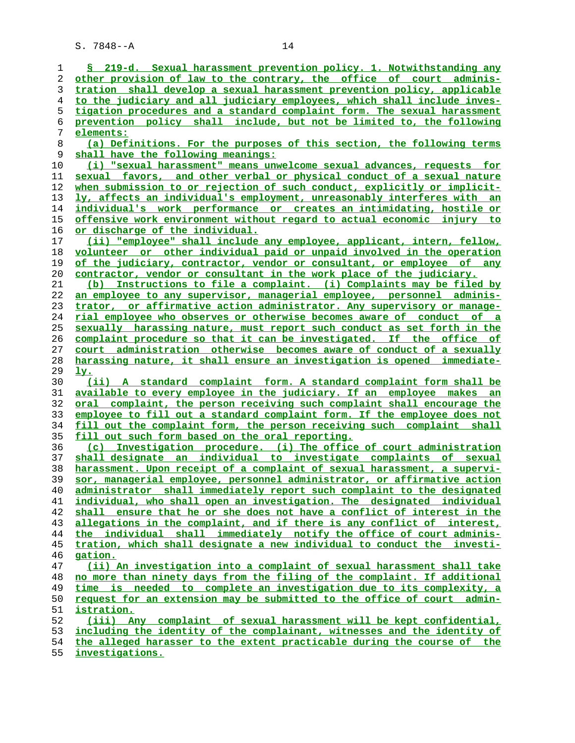§ 219-d. Sexual harassment prevention policy. 1. Notwithstanding any other provision of law to the contrary, the office of court administration shall develop a sexual harassment prevention policy, applicable to the judiciary and all judiciary employees, which shall include investigation procedures and a standard complaint form. The sexual harassment prevention policy shall include, but not be limited to, the following elements:

(a) Definitions. For the purposes of this section, the following terms shall have the following meanings:

(i) "sexual harassment" means unwelcome sexual advances, requests for sexual favors, and other verbal or physical conduct of a sexual nature when submission to or rejection of such conduct, explicitly or implicitly, affects an individual's employment, unreasonably interferes with an individual's work performance or creates an intimidating, hostile or offensive work environment without regard to actual economic injury to or discharge of the individual.

(ii) "employee" shall include any employee, applicant, intern, fellow, volunteer or other individual paid or unpaid involved in the operation of the judiciary, contractor, vendor or consultant, or employee of any contractor, vendor or consultant in the work place of the judiciary.

(b) Instructions to file a complaint. (i) Complaints may be filed by an employee to any supervisor, managerial employee, personnel administrator, or affirmative action administrator. Any supervisory or managerial employee who observes or otherwise becomes aware of conduct of a sexually harassing nature, must report such conduct as set forth in the complaint procedure so that it can be investigated. If the office of court administration otherwise becomes aware of conduct of a sexually harassing nature, it shall ensure an investigation is opened immediately.

(ii) A standard complaint form. A standard complaint form shall be available to every employee in the judiciary. If an employee makes an oral complaint, the person receiving such complaint shall encourage the employee to fill out a standard complaint form. If the employee does not fill out the complaint form, the person receiving such complaint shall fill out such form based on the oral reporting.

(c) Investigation procedure. (i) The office of court administration shall designate an individual to investigate complaints of sexual harassment. Upon receipt of a complaint of sexual harassment, a supervisor, managerial employee, personnel administrator, or affirmative action administrator shall immediately report such complaint to the designated individual, who shall open an investigation. The designated individual shall ensure that he or she does not have a conflict of interest in the allegations in the complaint, and if there is any conflict of interest, the individual shall immediately notify the office of court administration, which shall designate a new individual to conduct the investigation.

(ii) An investigation into a complaint of sexual harassment shall take no more than ninety days from the filing of the complaint. If additional time is needed to complete an investigation due to its complexity, a request for an extension may be submitted to the office of court administration.

(iii) Any complaint of sexual harassment will be kept confidential, including the identity of the complainant, witnesses and the identity of the alleged harasser to the extent practicable during the course of the investigations.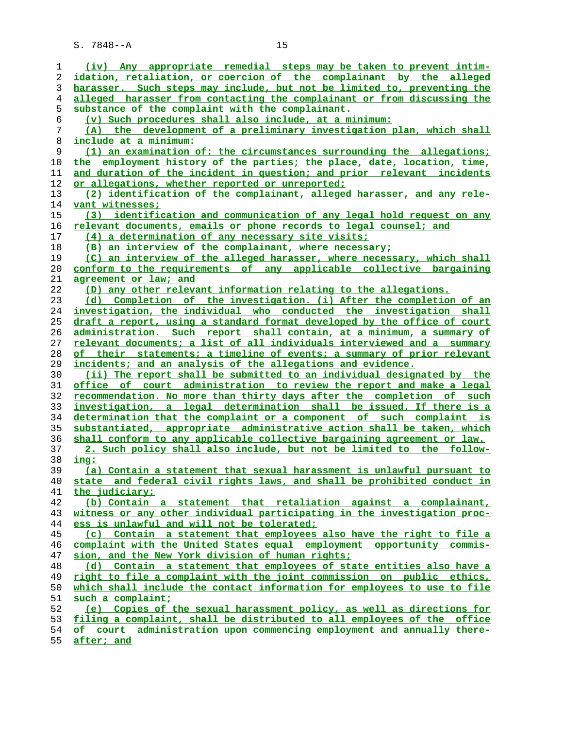(iv) Any appropriate remedial steps may be taken to prevent intimidation, retaliation, or coercion of the complainant by the alleged harasser. Such steps may include, but not be limited to, preventing the alleged harasser from contacting the complainant or from discussing the substance of the complaint with the complainant.

(v) Such procedures shall also include, at a minimum:

(A) the development of a preliminary investigation plan, which shall include at a minimum:

(1) an examination of: the circumstances surrounding the allegations; the employment history of the parties; the place, date, location, time, and duration of the incident in question; and prior relevant incidents or allegations, whether reported or unreported;

(2) identification of the complainant, alleged harasser, and any relevant witnesses;

(3) identification and communication of any legal hold request on any relevant documents, emails or phone records to legal counsel; and

(4) a determination of any necessary site visits;

(B) an interview of the complainant, where necessary;

(C) an interview of the alleged harasser, where necessary, which shall conform to the requirements of any applicable collective bargaining agreement or law; and

(D) any other relevant information relating to the allegations.

(d) Completion of the investigation. (i) After the completion of an investigation, the individual who conducted the investigation shall draft a report, using a standard format developed by the office of court administration. Such report shall contain, at a minimum, a summary of relevant documents; a list of all individuals interviewed and a summary of their statements; a timeline of events; a summary of prior relevant incidents; and an analysis of the allegations and evidence.

(ii) The report shall be submitted to an individual designated by the office of court administration to review the report and make a legal recommendation. No more than thirty days after the completion of such investigation, a legal determination shall be issued. If there is a determination that the complaint or a component of such complaint is substantiated, appropriate administrative action shall be taken, which shall conform to any applicable collective bargaining agreement or law.

2. Such policy shall also include, but not be limited to the following:

(a) Contain a statement that sexual harassment is unlawful pursuant to state and federal civil rights laws, and shall be prohibited conduct in the judiciary;

(b) Contain a statement that retaliation against a complainant, witness or any other individual participating in the investigation process is unlawful and will not be tolerated;

(c) Contain a statement that employees also have the right to file a complaint with the United States equal employment opportunity commission, and the New York division of human rights;

(d) Contain a statement that employees of state entities also have a right to file a complaint with the joint commission on public ethics, which shall include the contact information for employees to use to file such a complaint;

(e) Copies of the sexual harassment policy, as well as directions for filing a complaint, shall be distributed to all employees of the office of court administration upon commencing employment and annually thereafter; and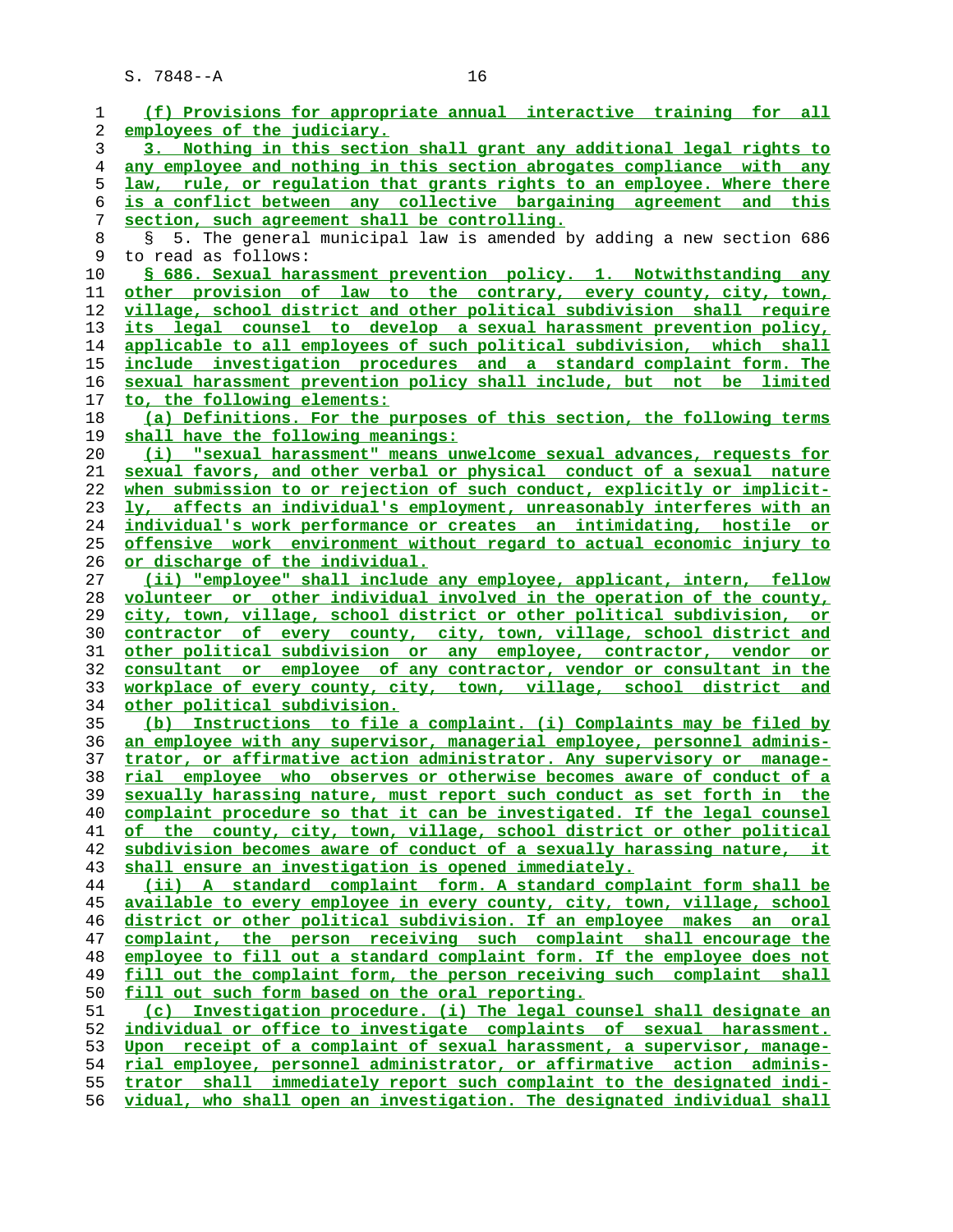(f) Provisions for appropriate annual interactive training for all employees of the judiciary.

3. Nothing in this section shall grant any additional legal rights to any employee and nothing in this section abrogates compliance with any law, rule, or regulation that grants rights to an employee. Where there is a conflict between any collective bargaining agreement and this section, such agreement shall be controlling.

§ 5. The general municipal law is amended by adding a new section 686 to read as follows:

§ 686. Sexual harassment prevention policy. 1. Notwithstanding any other provision of law to the contrary, every county, city, town, village, school district and other political subdivision shall require its legal counsel to develop a sexual harassment prevention policy, applicable to all employees of such political subdivision, which shall include investigation procedures and a standard complaint form. The sexual harassment prevention policy shall include, but not be limited to, the following elements:

(a) Definitions. For the purposes of this section, the following terms shall have the following meanings:

(i) "sexual harassment" means unwelcome sexual advances, requests for sexual favors, and other verbal or physical conduct of a sexual nature when submission to or rejection of such conduct, explicitly or implicitly, affects an individual's employment, unreasonably interferes with an individual's work performance or creates an intimidating, hostile or offensive work environment without regard to actual economic injury to or discharge of the individual.

(ii) "employee" shall include any employee, applicant, intern, fellow volunteer or other individual involved in the operation of the county, city, town, village, school district or other political subdivision, or contractor of every county, city, town, village, school district and other political subdivision or any employee, contractor, vendor or consultant or employee of any contractor, vendor or consultant in the workplace of every county, city, town, village, school district and other political subdivision.

(b) Instructions to file a complaint. (i) Complaints may be filed by an employee with any supervisor, managerial employee, personnel administrator, or affirmative action administrator. Any supervisory or managerial employee who observes or otherwise becomes aware of conduct of a sexually harassing nature, must report such conduct as set forth in the complaint procedure so that it can be investigated. If the legal counsel of the county, city, town, village, school district or other political subdivision becomes aware of conduct of a sexually harassing nature, it shall ensure an investigation is opened immediately.

(ii) A standard complaint form. A standard complaint form shall be available to every employee in every county, city, town, village, school district or other political subdivision. If an employee makes an oral complaint, the person receiving such complaint shall encourage the employee to fill out a standard complaint form. If the employee does not fill out the complaint form, the person receiving such complaint shall fill out such form based on the oral reporting.

(c) Investigation procedure. (i) The legal counsel shall designate an individual or office to investigate complaints of sexual harassment. Upon receipt of a complaint of sexual harassment, a supervisor, managerial employee, personnel administrator, or affirmative action administrator shall immediately report such complaint to the designated individual, who shall open an investigation. The designated individual shall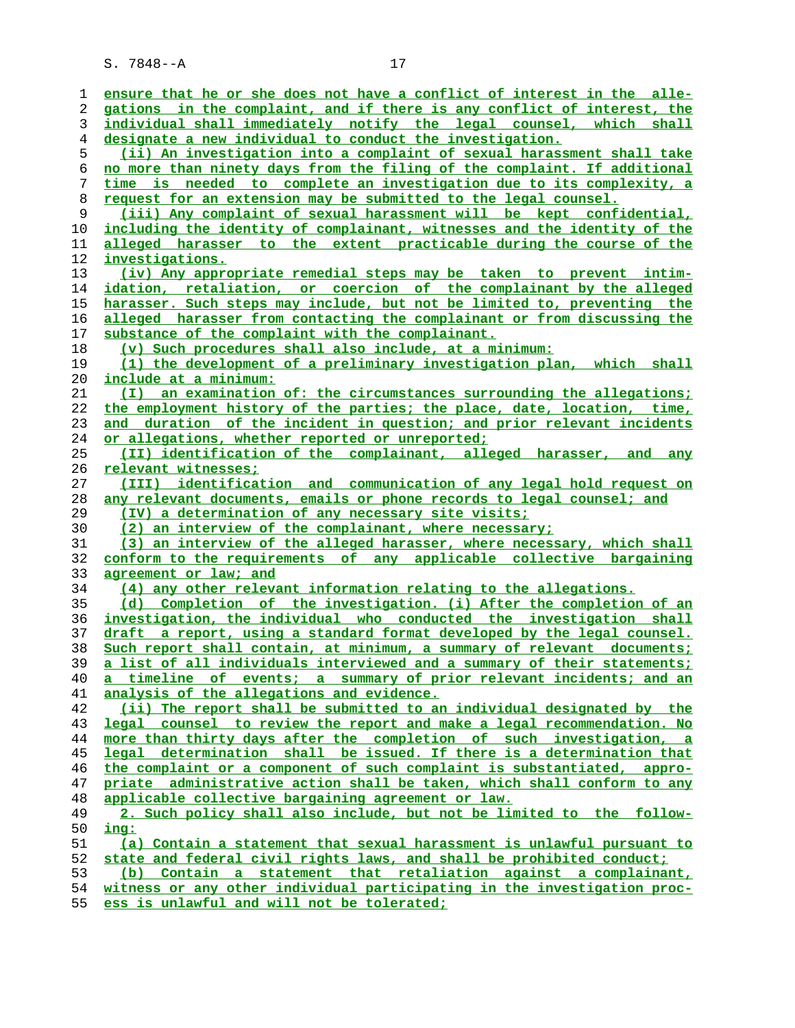ensure that he or she does not have a conflict of interest in the allegations in the complaint, and if there is any conflict of interest, the individual shall immediately notify the legal counsel, which shall designate a new individual to conduct the investigation.

(ii) An investigation into a complaint of sexual harassment shall take no more than ninety days from the filing of the complaint. If additional time is needed to complete an investigation due to its complexity, a request for an extension may be submitted to the legal counsel.

(iii) Any complaint of sexual harassment will be kept confidential, including the identity of complainant, witnesses and the identity of the alleged harasser to the extent practicable during the course of the investigations.

(iv) Any appropriate remedial steps may be taken to prevent intimidation, retaliation, or coercion of the complainant by the alleged harasser. Such steps may include, but not be limited to, preventing the alleged harasser from contacting the complainant or from discussing the substance of the complaint with the complainant.

(v) Such procedures shall also include, at a minimum:

(1) the development of a preliminary investigation plan, which shall include at a minimum:

(I) an examination of: the circumstances surrounding the allegations; the employment history of the parties; the place, date, location, time, and duration of the incident in question; and prior relevant incidents or allegations, whether reported or unreported;

(II) identification of the complainant, alleged harasser, and any relevant witnesses;

(III) identification and communication of any legal hold request on any relevant documents, emails or phone records to legal counsel; and

(IV) a determination of any necessary site visits;

(2) an interview of the complainant, where necessary;

(3) an interview of the alleged harasser, where necessary, which shall conform to the requirements of any applicable collective bargaining agreement or law; and

(4) any other relevant information relating to the allegations.

(d) Completion of the investigation. (i) After the completion of an investigation, the individual who conducted the investigation shall draft a report, using a standard format developed by the legal counsel. Such report shall contain, at minimum, a summary of relevant documents; a list of all individuals interviewed and a summary of their statements; a timeline of events; a summary of prior relevant incidents; and an analysis of the allegations and evidence.

(ii) The report shall be submitted to an individual designated by the legal counsel to review the report and make a legal recommendation. No more than thirty days after the completion of such investigation, a legal determination shall be issued. If there is a determination that the complaint or a component of such complaint is substantiated, appropriate administrative action shall be taken, which shall conform to any applicable collective bargaining agreement or law.

2. Such policy shall also include, but not be limited to the following:

(a) Contain a statement that sexual harassment is unlawful pursuant to state and federal civil rights laws, and shall be prohibited conduct;

(b) Contain a statement that retaliation against a complainant, witness or any other individual participating in the investigation process is unlawful and will not be tolerated;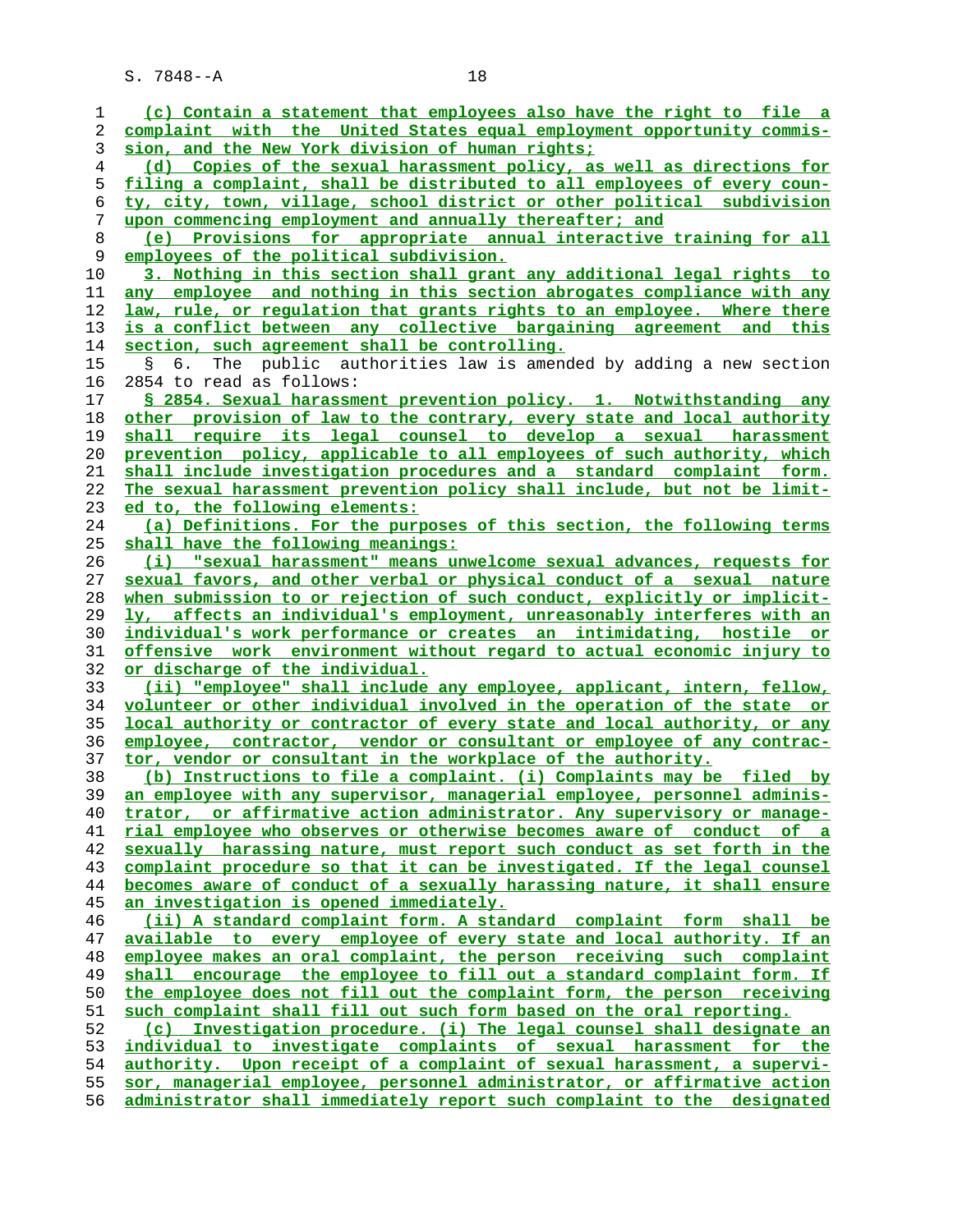(c) Contain a statement that employees also have the right to file a complaint with the United States equal employment opportunity commission, and the New York division of human rights;

(d) Copies of the sexual harassment policy, as well as directions for filing a complaint, shall be distributed to all employees of every county, city, town, village, school district or other political subdivision upon commencing employment and annually thereafter; and

(e) Provisions for appropriate annual interactive training for all employees of the political subdivision.

3. Nothing in this section shall grant any additional legal rights to any employee and nothing in this section abrogates compliance with any law, rule, or regulation that grants rights to an employee. Where there is a conflict between any collective bargaining agreement and this section, such agreement shall be controlling.

§ 6. The public authorities law is amended by adding a new section 2854 to read as follows:

§ 2854. Sexual harassment prevention policy. 1. Notwithstanding any other provision of law to the contrary, every state and local authority shall require its legal counsel to develop a sexual harassment prevention policy, applicable to all employees of such authority, which shall include investigation procedures and a standard complaint form. The sexual harassment prevention policy shall include, but not be limited to, the following elements:

(a) Definitions. For the purposes of this section, the following terms shall have the following meanings:

(i) "sexual harassment" means unwelcome sexual advances, requests for sexual favors, and other verbal or physical conduct of a sexual nature when submission to or rejection of such conduct, explicitly or implicitly, affects an individual's employment, unreasonably interferes with an individual's work performance or creates an intimidating, hostile or offensive work environment without regard to actual economic injury to or discharge of the individual.

(ii) "employee" shall include any employee, applicant, intern, fellow, volunteer or other individual involved in the operation of the state or local authority or contractor of every state and local authority, or any employee, contractor, vendor or consultant or employee of any contractor, vendor or consultant in the workplace of the authority.

(b) Instructions to file a complaint. (i) Complaints may be filed by an employee with any supervisor, managerial employee, personnel administrator, or affirmative action administrator. Any supervisory or managerial employee who observes or otherwise becomes aware of conduct of a sexually harassing nature, must report such conduct as set forth in the complaint procedure so that it can be investigated. If the legal counsel becomes aware of conduct of a sexually harassing nature, it shall ensure an investigation is opened immediately.

(ii) A standard complaint form. A standard complaint form shall be available to every employee of every state and local authority. If an employee makes an oral complaint, the person receiving such complaint shall encourage the employee to fill out a standard complaint form. If the employee does not fill out the complaint form, the person receiving such complaint shall fill out such form based on the oral reporting.

(c) Investigation procedure. (i) The legal counsel shall designate an individual to investigate complaints of sexual harassment for the authority. Upon receipt of a complaint of sexual harassment, a supervisor, managerial employee, personnel administrator, or affirmative action administrator shall immediately report such complaint to the designated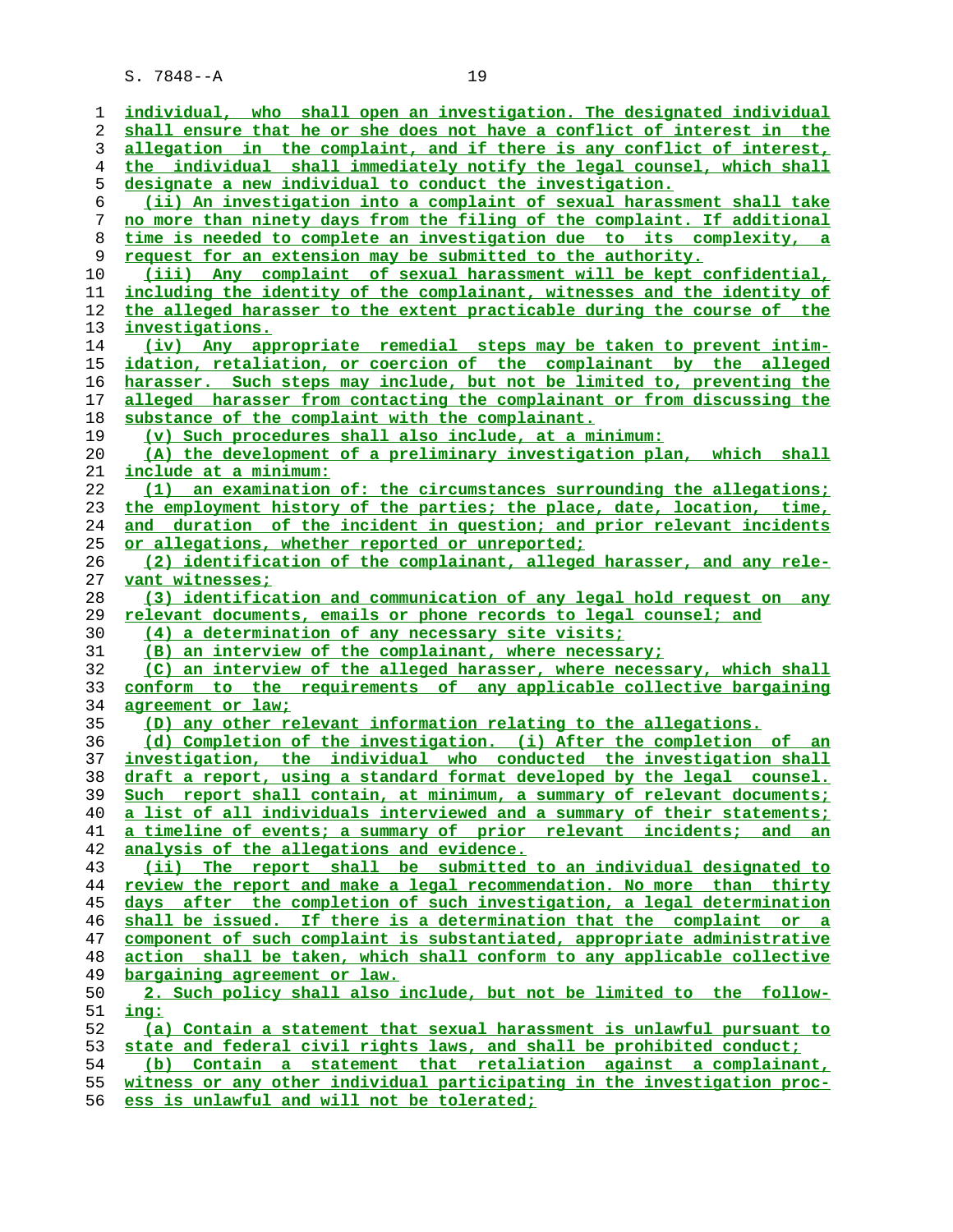individual, who shall open an investigation. The designated individual shall ensure that he or she does not have a conflict of interest in the allegation in the complaint, and if there is any conflict of interest, the individual shall immediately notify the legal counsel, which shall designate a new individual to conduct the investigation.

(ii) An investigation into a complaint of sexual harassment shall take no more than ninety days from the filing of the complaint. If additional time is needed to complete an investigation due to its complexity, a request for an extension may be submitted to the authority.

(iii) Any complaint of sexual harassment will be kept confidential, including the identity of the complainant, witnesses and the identity of the alleged harasser to the extent practicable during the course of the investigations.

(iv) Any appropriate remedial steps may be taken to prevent intimidation, retaliation, or coercion of the complainant by the alleged harasser. Such steps may include, but not be limited to, preventing the alleged harasser from contacting the complainant or from discussing the substance of the complaint with the complainant.

(v) Such procedures shall also include, at a minimum:

(A) the development of a preliminary investigation plan, which shall include at a minimum:

(1) an examination of: the circumstances surrounding the allegations; the employment history of the parties; the place, date, location, time, and duration of the incident in question; and prior relevant incidents or allegations, whether reported or unreported;

(2) identification of the complainant, alleged harasser, and any relevant witnesses;

(3) identification and communication of any legal hold request on any relevant documents, emails or phone records to legal counsel; and

(4) a determination of any necessary site visits;

(B) an interview of the complainant, where necessary;

(C) an interview of the alleged harasser, where necessary, which shall conform to the requirements of any applicable collective bargaining agreement or law;

(D) any other relevant information relating to the allegations.

(d) Completion of the investigation. (i) After the completion of an investigation, the individual who conducted the investigation shall draft a report, using a standard format developed by the legal counsel. Such report shall contain, at minimum, a summary of relevant documents; a list of all individuals interviewed and a summary of their statements; a timeline of events; a summary of prior relevant incidents; and an analysis of the allegations and evidence.

(ii) The report shall be submitted to an individual designated to review the report and make a legal recommendation. No more than thirty days after the completion of such investigation, a legal determination shall be issued. If there is a determination that the complaint or a component of such complaint is substantiated, appropriate administrative action shall be taken, which shall conform to any applicable collective bargaining agreement or law.

2. Such policy shall also include, but not be limited to the following:

(a) Contain a statement that sexual harassment is unlawful pursuant to state and federal civil rights laws, and shall be prohibited conduct;

(b) Contain a statement that retaliation against a complainant, witness or any other individual participating in the investigation process is unlawful and will not be tolerated;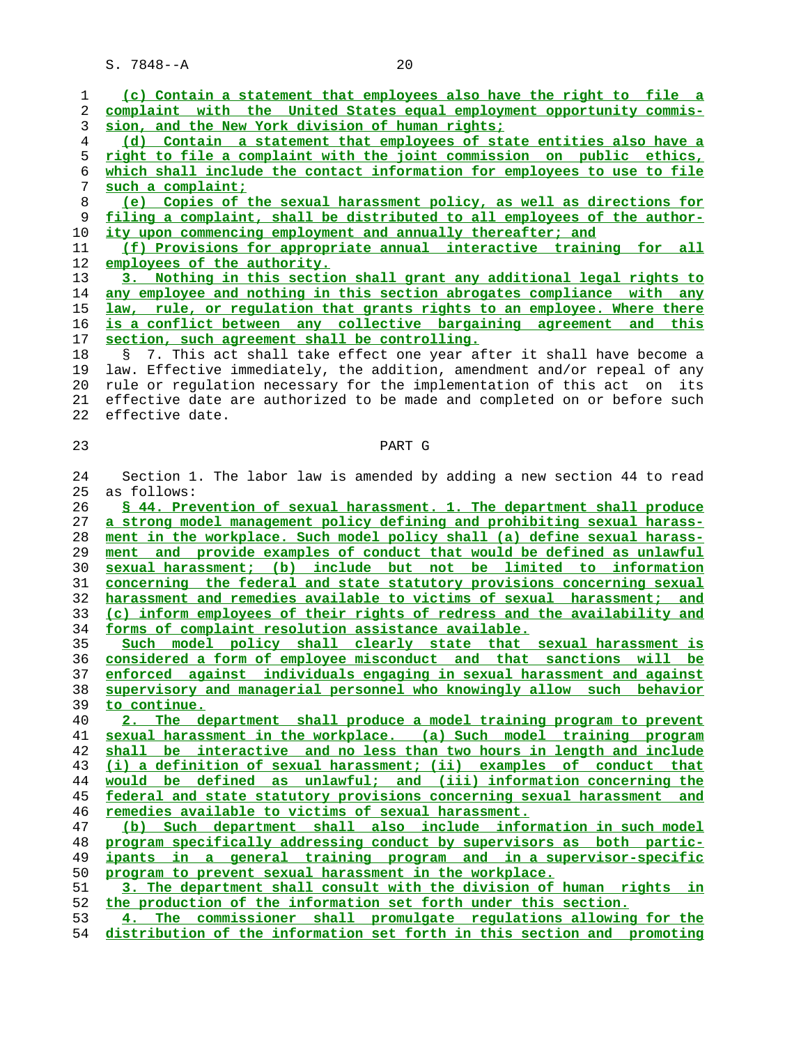(c) Contain a statement that employees also have the right to file a complaint with the United States equal employment opportunity commission, and the New York division of human rights;

(d) Contain a statement that employees of state entities also have a right to file a complaint with the joint commission on public ethics, which shall include the contact information for employees to use to file such a complaint;

(e) Copies of the sexual harassment policy, as well as directions for filing a complaint, shall be distributed to all employees of the authority upon commencing employment and annually thereafter; and

(f) Provisions for appropriate annual interactive training for all employees of the authority.

3. Nothing in this section shall grant any additional legal rights to any employee and nothing in this section abrogates compliance with any law, rule, or regulation that grants rights to an employee. Where there is a conflict between any collective bargaining agreement and this section, such agreement shall be controlling.

§ 7. This act shall take effect one year after it shall have become a law. Effective immediately, the addition, amendment and/or repeal of any rule or regulation necessary for the implementation of this act on its effective date are authorized to be made and completed on or before such effective date.

## PART G

Section 1. The labor law is amended by adding a new section 44 to read as follows:

§ 44. Prevention of sexual harassment. 1. The department shall produce a strong model management policy defining and prohibiting sexual harassment in the workplace. Such model policy shall (a) define sexual harassment and provide examples of conduct that would be defined as unlawful sexual harassment; (b) include but not be limited to information concerning the federal and state statutory provisions concerning sexual harassment and remedies available to victims of sexual harassment; and (c) inform employees of their rights of redress and the availability and forms of complaint resolution assistance available.

Such model policy shall clearly state that sexual harassment is considered a form of employee misconduct and that sanctions will be enforced against individuals engaging in sexual harassment and against supervisory and managerial personnel who knowingly allow such behavior to continue.

2. The department shall produce a model training program to prevent sexual harassment in the workplace. (a) Such model training program shall be interactive and no less than two hours in length and include (i) a definition of sexual harassment; (ii) examples of conduct that would be defined as unlawful; and (iii) information concerning the federal and state statutory provisions concerning sexual harassment and remedies available to victims of sexual harassment.

(b) Such department shall also include information in such model program specifically addressing conduct by supervisors as both participants in a general training program and in a supervisor-specific program to prevent sexual harassment in the workplace.

3. The department shall consult with the division of human rights in the production of the information set forth under this section.

4. The commissioner shall promulgate regulations allowing for the distribution of the information set forth in this section and promoting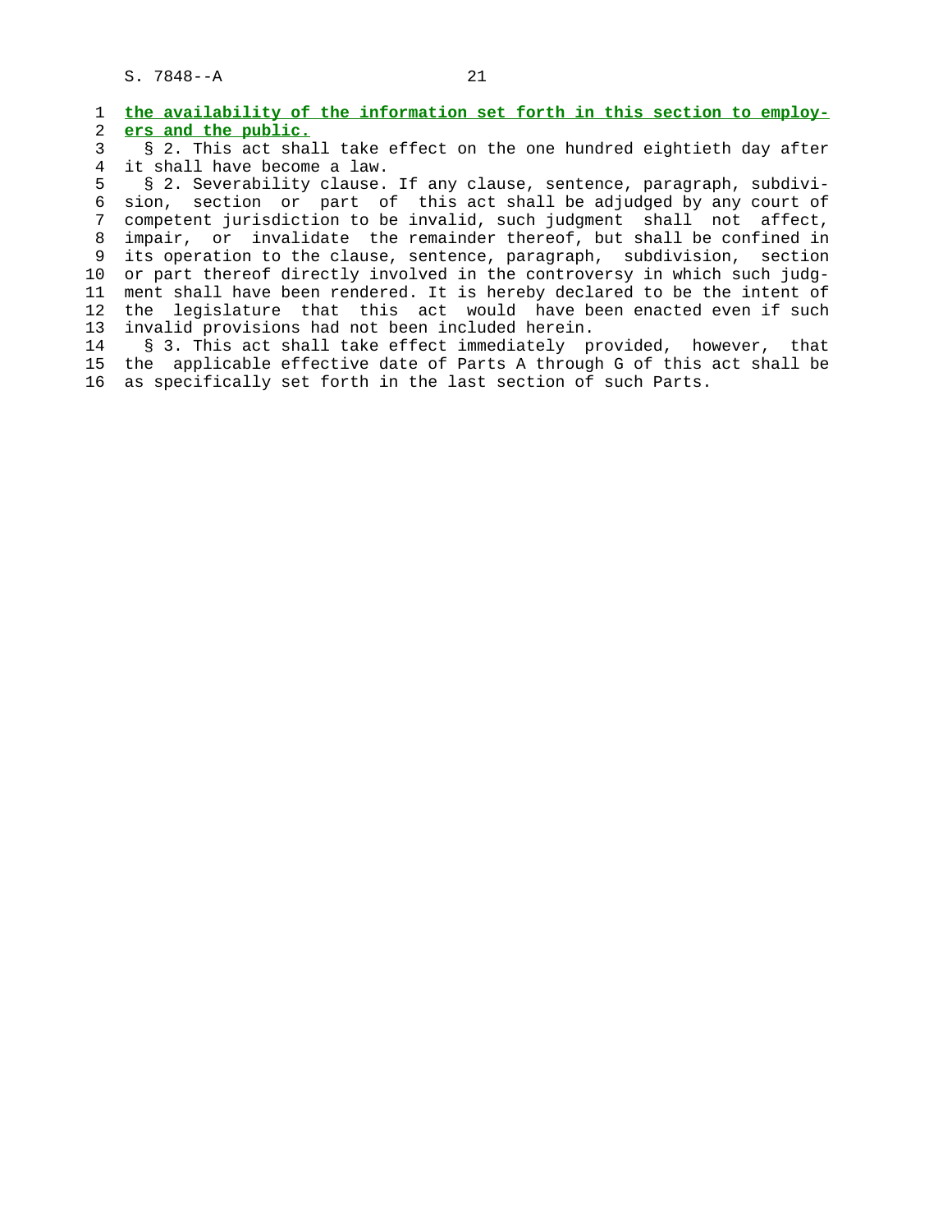**the availability of the information set forth in this section to employers and the public.**

§ 2. This act shall take effect on the one hundred eightieth day after it shall have become a law.

§ 2. Severability clause. If any clause, sentence, paragraph, subdivision, section or part of this act shall be adjudged by any court of competent jurisdiction to be invalid, such judgment shall not affect, impair, or invalidate the remainder thereof, but shall be confined in its operation to the clause, sentence, paragraph, subdivision, section or part thereof directly involved in the controversy in which such judgment shall have been rendered. It is hereby declared to be the intent of the legislature that this act would have been enacted even if such invalid provisions had not been included herein.

§ 3. This act shall take effect immediately provided, however, that the applicable effective date of Parts A through G of this act shall be as specifically set forth in the last section of such Parts.